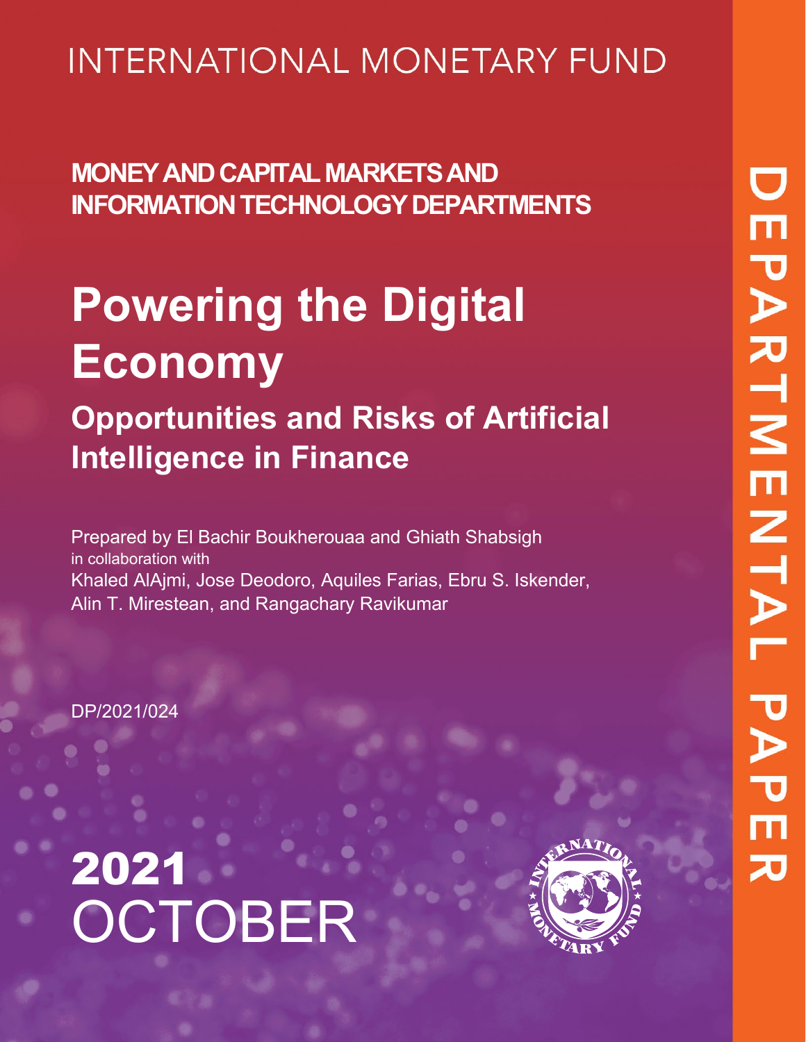INTERNATIONAL MONETARY FUND

**MONEY AND CAPITAL MARKETS AND INFORMATION TECHNOLOGY DEPARTMENTS**

# Powering the Digital Economy

## Opportunities and Risks of Artificial Intelligence in Finance

Prepared by El Bachir Boukherouaa and Ghiath Shabsigh
in collaboration with
Khaled AlAjmi, Jose Deodoro, Aquiles Farias, Ebru S. Iskender, Alin T. Mirestean, and Rangachary Ravikumar

DP/2021/024

**2021**
OCTOBER

DEPARTMENTAL PAPER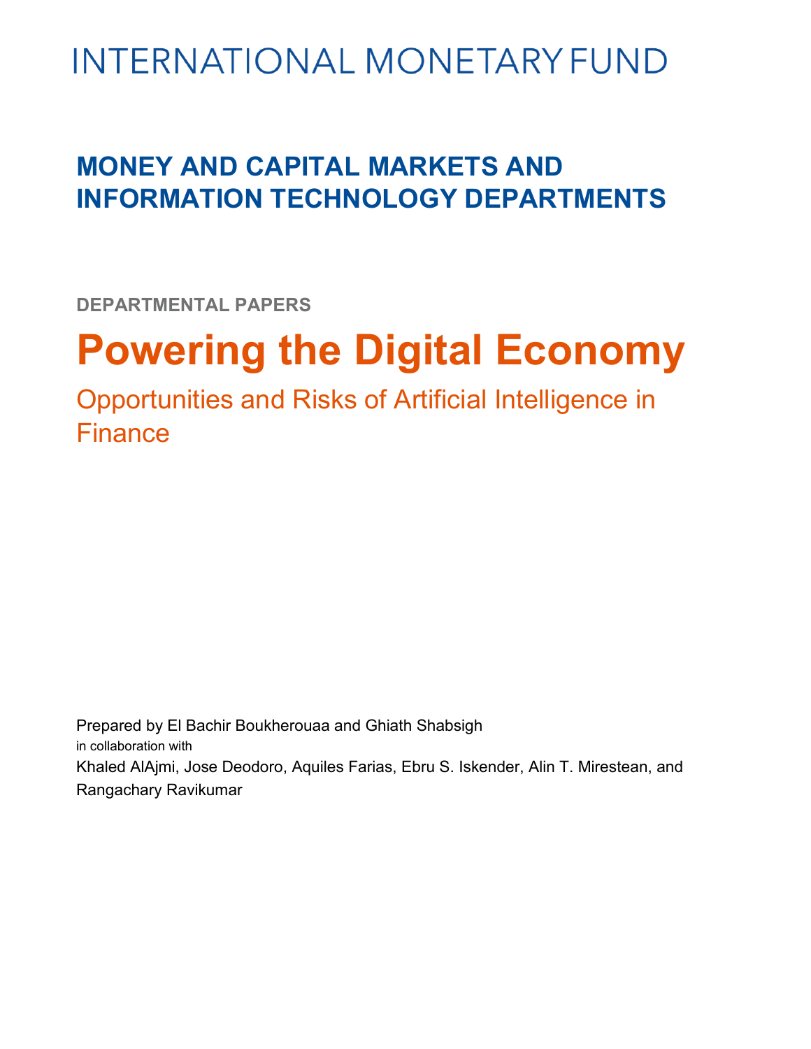INTERNATIONAL MONETARY FUND

## MONEY AND CAPITAL MARKETS AND INFORMATION TECHNOLOGY DEPARTMENTS

**DEPARTMENTAL PAPERS**

# Powering the Digital Economy

## Opportunities and Risks of Artificial Intelligence in Finance

Prepared by El Bachir Boukherouaa and Ghiath Shabsigh

in collaboration with

Khaled AlAjmi, Jose Deodoro, Aquiles Farias, Ebru S. Iskender, Alin T. Mirestean, and Rangachary Ravikumar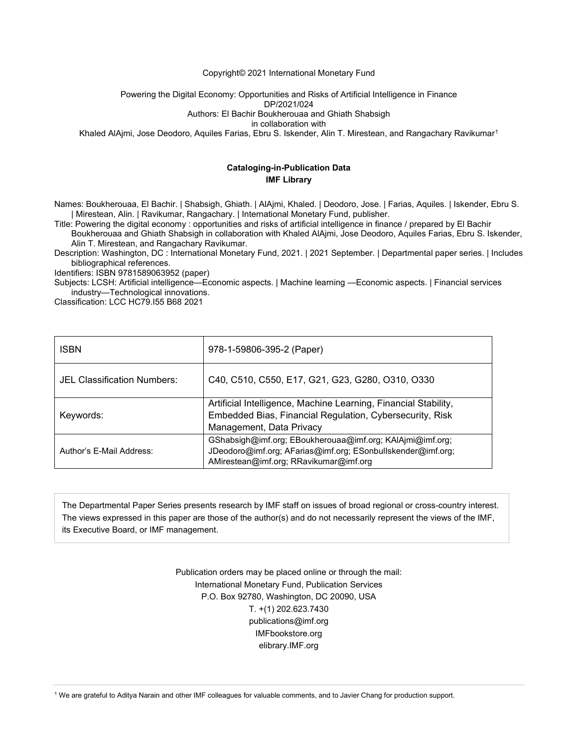Copyright© 2021 International Monetary Fund

Powering the Digital Economy: Opportunities and Risks of Artificial Intelligence in Finance
DP/2021/024
Authors: El Bachir Boukherouaa and Ghiath Shabsigh
in collaboration with
Khaled AlAjmi, Jose Deodoro, Aquiles Farias, Ebru S. Iskender, Alin T. Mirestean, and Rangachary Ravikumar[1]

**Cataloging-in-Publication Data**
**IMF Library**

Names: Boukherouaa, El Bachir. | Shabsigh, Ghiath. | AlAjmi, Khaled. | Deodoro, Jose. | Farias, Aquiles. | Iskender, Ebru S. | Mirestean, Alin. | Ravikumar, Rangachary. | International Monetary Fund, publisher.
Title: Powering the digital economy : opportunities and risks of artificial intelligence in finance / prepared by El Bachir Boukherouaa and Ghiath Shabsigh in collaboration with Khaled AlAjmi, Jose Deodoro, Aquiles Farias, Ebru S. Iskender, Alin T. Mirestean, and Rangachary Ravikumar.
Description: Washington, DC : International Monetary Fund, 2021. | 2021 September. | Departmental paper series. | Includes bibliographical references.
Identifiers: ISBN 9781589063952 (paper)
Subjects: LCSH: Artificial intelligence—Economic aspects. | Machine learning —Economic aspects. | Financial services industry—Technological innovations.
Classification: LCC HC79.I55 B68 2021

| | |
|---|---|
| ISBN | 978-1-59806-395-2 (Paper) |
| JEL Classification Numbers: | C40, C510, C550, E17, G21, G23, G280, O310, O330 |
| Keywords: | Artificial Intelligence, Machine Learning, Financial Stability, Embedded Bias, Financial Regulation, Cybersecurity, Risk Management, Data Privacy |
| Author's E-Mail Address: | GShabsigh@imf.org; EBoukherouaa@imf.org; KAlAjmi@imf.org; JDeodoro@imf.org; AFarias@imf.org; ESonbulIskender@imf.org; AMirestean@imf.org; RRavikumar@imf.org |

The Departmental Paper Series presents research by IMF staff on issues of broad regional or cross-country interest. The views expressed in this paper are those of the author(s) and do not necessarily represent the views of the IMF, its Executive Board, or IMF management.

Publication orders may be placed online or through the mail:
International Monetary Fund, Publication Services
P.O. Box 92780, Washington, DC 20090, USA
T. +(1) 202.623.7430
publications@imf.org
IMFbookstore.org
elibrary.IMF.org

[1] We are grateful to Aditya Narain and other IMF colleagues for valuable comments, and to Javier Chang for production support.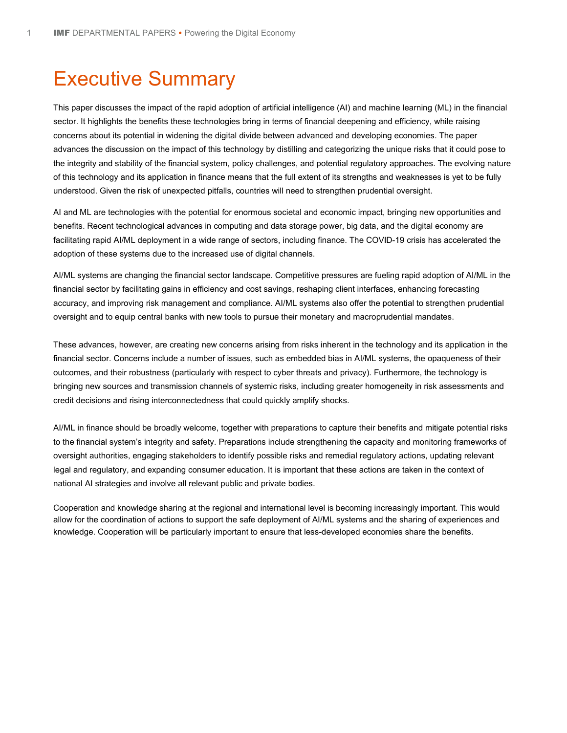# Executive Summary

This paper discusses the impact of the rapid adoption of artificial intelligence (AI) and machine learning (ML) in the financial sector. It highlights the benefits these technologies bring in terms of financial deepening and efficiency, while raising concerns about its potential in widening the digital divide between advanced and developing economies. The paper advances the discussion on the impact of this technology by distilling and categorizing the unique risks that it could pose to the integrity and stability of the financial system, policy challenges, and potential regulatory approaches. The evolving nature of this technology and its application in finance means that the full extent of its strengths and weaknesses is yet to be fully understood. Given the risk of unexpected pitfalls, countries will need to strengthen prudential oversight.

AI and ML are technologies with the potential for enormous societal and economic impact, bringing new opportunities and benefits. Recent technological advances in computing and data storage power, big data, and the digital economy are facilitating rapid AI/ML deployment in a wide range of sectors, including finance. The COVID-19 crisis has accelerated the adoption of these systems due to the increased use of digital channels.

AI/ML systems are changing the financial sector landscape. Competitive pressures are fueling rapid adoption of AI/ML in the financial sector by facilitating gains in efficiency and cost savings, reshaping client interfaces, enhancing forecasting accuracy, and improving risk management and compliance. AI/ML systems also offer the potential to strengthen prudential oversight and to equip central banks with new tools to pursue their monetary and macroprudential mandates.

These advances, however, are creating new concerns arising from risks inherent in the technology and its application in the financial sector. Concerns include a number of issues, such as embedded bias in AI/ML systems, the opaqueness of their outcomes, and their robustness (particularly with respect to cyber threats and privacy). Furthermore, the technology is bringing new sources and transmission channels of systemic risks, including greater homogeneity in risk assessments and credit decisions and rising interconnectedness that could quickly amplify shocks.

AI/ML in finance should be broadly welcome, together with preparations to capture their benefits and mitigate potential risks to the financial system's integrity and safety. Preparations include strengthening the capacity and monitoring frameworks of oversight authorities, engaging stakeholders to identify possible risks and remedial regulatory actions, updating relevant legal and regulatory, and expanding consumer education. It is important that these actions are taken in the context of national AI strategies and involve all relevant public and private bodies.

Cooperation and knowledge sharing at the regional and international level is becoming increasingly important. This would allow for the coordination of actions to support the safe deployment of AI/ML systems and the sharing of experiences and knowledge. Cooperation will be particularly important to ensure that less-developed economies share the benefits.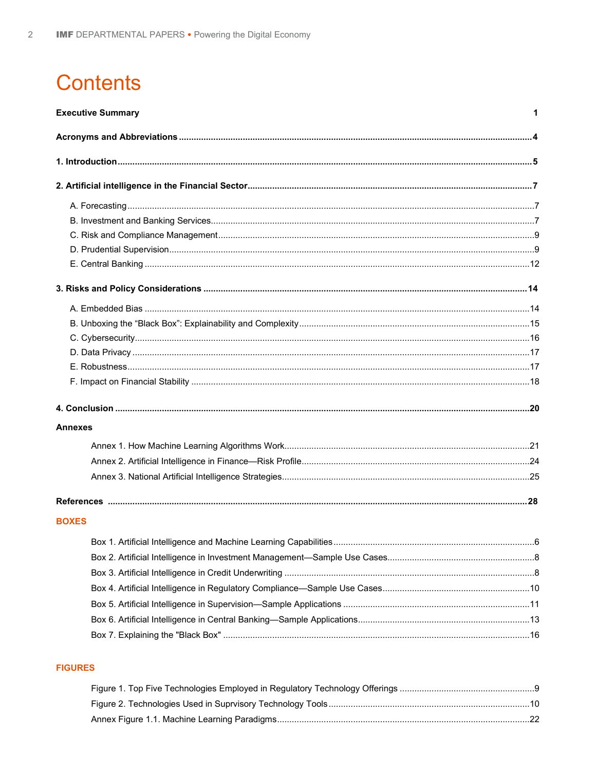# Contents

**Executive Summary** 1

**Acronyms and Abbreviations** 4

**1. Introduction** 5

**2. Artificial intelligence in the Financial Sector** 7

A. Forecasting 7
B. Investment and Banking Services 7
C. Risk and Compliance Management 9
D. Prudential Supervision 9
E. Central Banking 12

**3. Risks and Policy Considerations** 14

A. Embedded Bias 14
B. Unboxing the “Black Box”: Explainability and Complexity 15
C. Cybersecurity 16
D. Data Privacy 17
E. Robustness 17
F. Impact on Financial Stability 18

**4. Conclusion** 20

**Annexes**

Annex 1. How Machine Learning Algorithms Work 21
Annex 2. Artificial Intelligence in Finance—Risk Profile 24
Annex 3. National Artificial Intelligence Strategies 25

**References** 28

## BOXES

Box 1. Artificial Intelligence and Machine Learning Capabilities 6
Box 2. Artificial Intelligence in Investment Management—Sample Use Cases 8
Box 3. Artificial Intelligence in Credit Underwriting 8
Box 4. Artificial Intelligence in Regulatory Compliance—Sample Use Cases 10
Box 5. Artificial Intelligence in Supervision—Sample Applications 11
Box 6. Artificial Intelligence in Central Banking—Sample Applications 13
Box 7. Explaining the "Black Box" 16

## FIGURES

Figure 1. Top Five Technologies Employed in Regulatory Technology Offerings 9
Figure 2. Technologies Used in Suprvisory Technology Tools 10
Annex Figure 1.1. Machine Learning Paradigms 22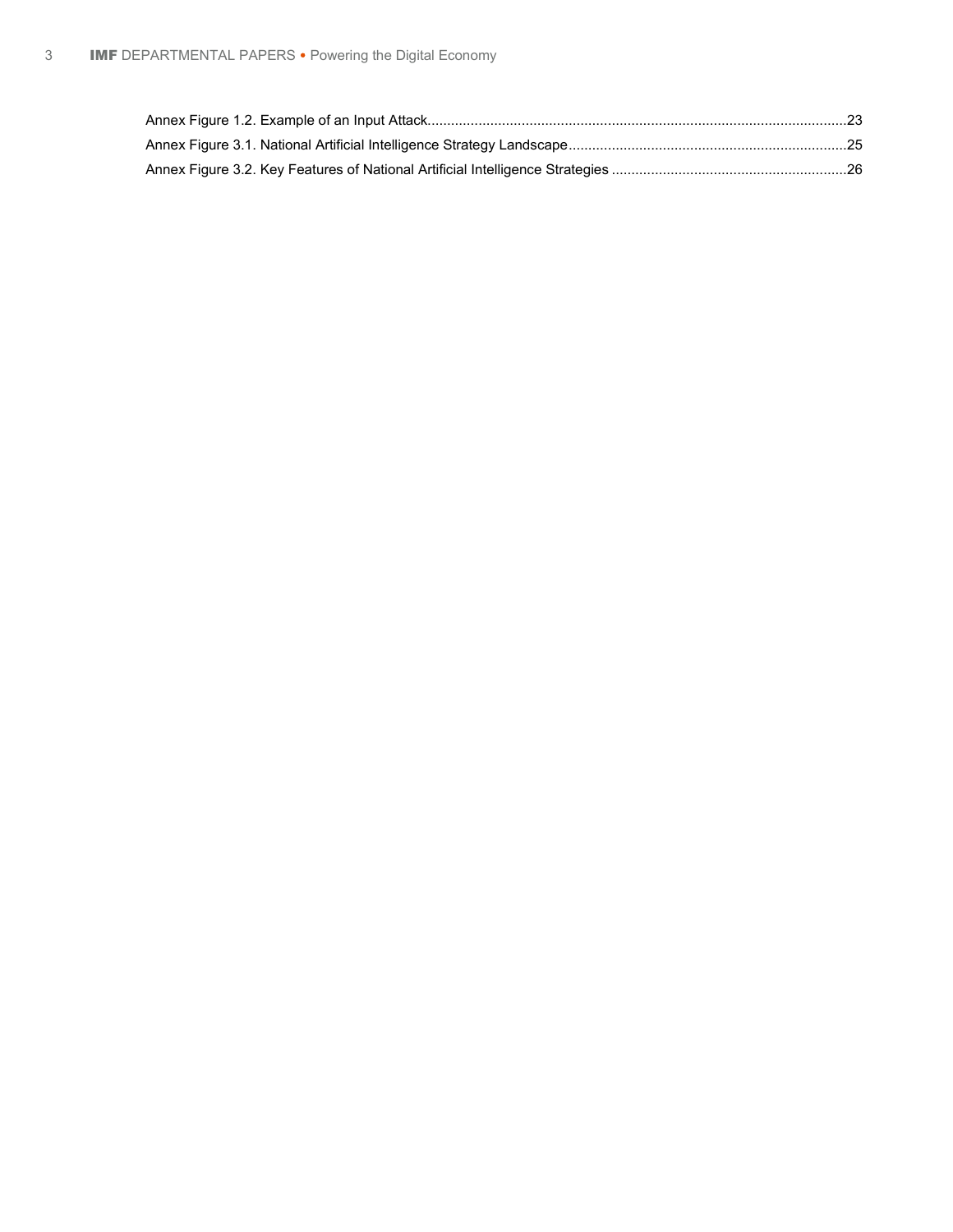Annex Figure 1.2. Example of an Input Attack....................................................................................................23
Annex Figure 3.1. National Artificial Intelligence Strategy Landscape.......................................................................25
Annex Figure 3.2. Key Features of National Artificial Intelligence Strategies ............................................................26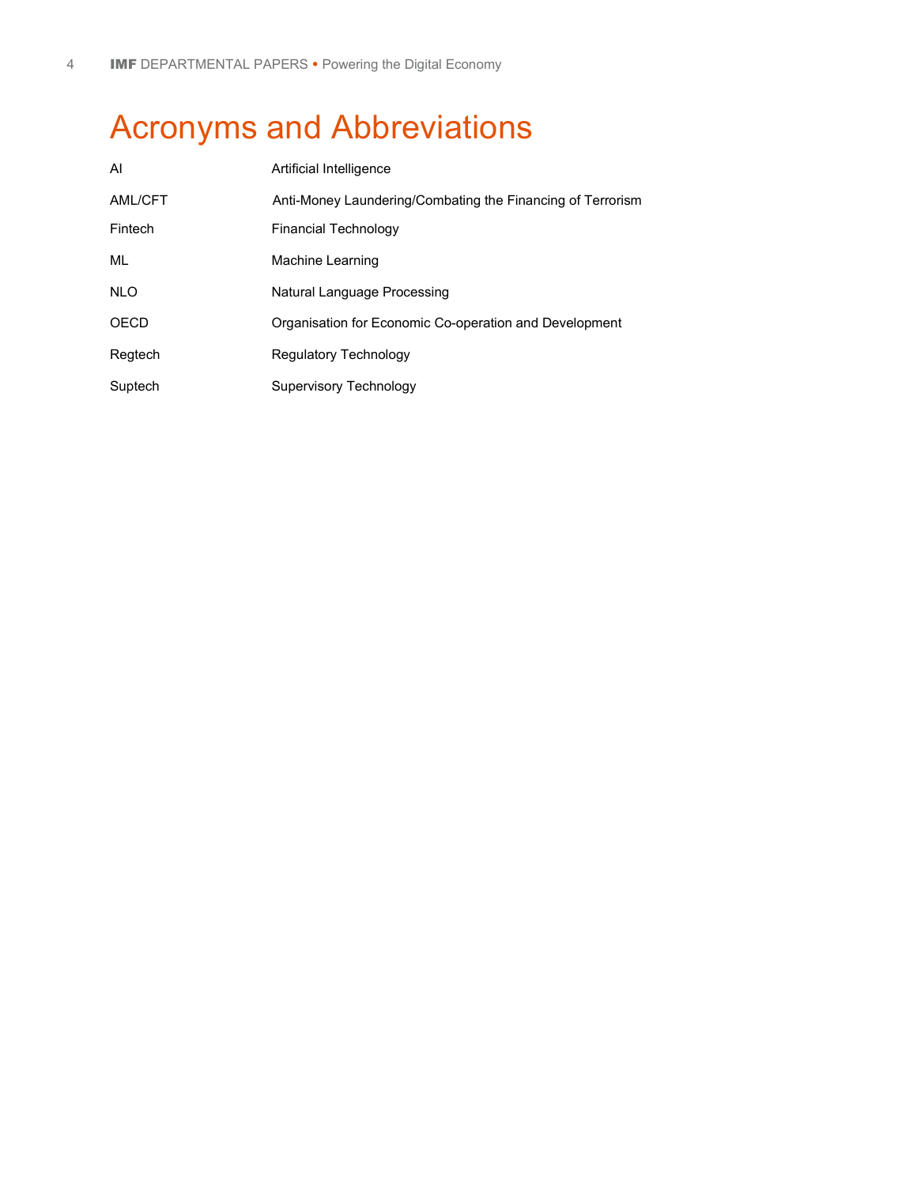# Acronyms and Abbreviations

| | |
|---|---|
| AI | Artificial Intelligence |
| AML/CFT | Anti-Money Laundering/Combating the Financing of Terrorism |
| Fintech | Financial Technology |
| ML | Machine Learning |
| NLO | Natural Language Processing |
| OECD | Organisation for Economic Co-operation and Development |
| Regtech | Regulatory Technology |
| Suptech | Supervisory Technology |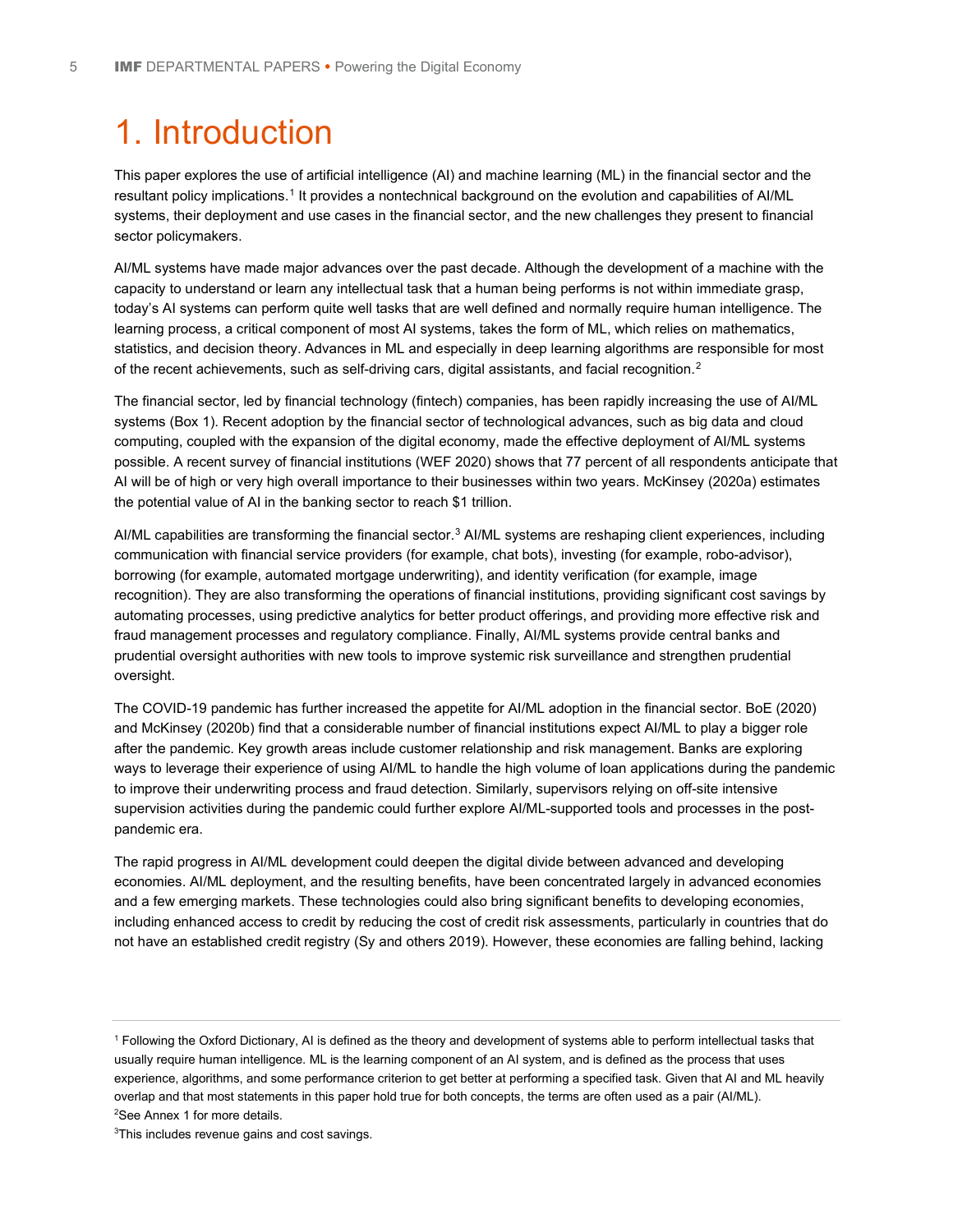# 1. Introduction

This paper explores the use of artificial intelligence (AI) and machine learning (ML) in the financial sector and the resultant policy implications.[1] It provides a nontechnical background on the evolution and capabilities of AI/ML systems, their deployment and use cases in the financial sector, and the new challenges they present to financial sector policymakers.

AI/ML systems have made major advances over the past decade. Although the development of a machine with the capacity to understand or learn any intellectual task that a human being performs is not within immediate grasp, today's AI systems can perform quite well tasks that are well defined and normally require human intelligence. The learning process, a critical component of most AI systems, takes the form of ML, which relies on mathematics, statistics, and decision theory. Advances in ML and especially in deep learning algorithms are responsible for most of the recent achievements, such as self-driving cars, digital assistants, and facial recognition.[2]

The financial sector, led by financial technology (fintech) companies, has been rapidly increasing the use of AI/ML systems (Box 1). Recent adoption by the financial sector of technological advances, such as big data and cloud computing, coupled with the expansion of the digital economy, made the effective deployment of AI/ML systems possible. A recent survey of financial institutions (WEF 2020) shows that 77 percent of all respondents anticipate that AI will be of high or very high overall importance to their businesses within two years. McKinsey (2020a) estimates the potential value of AI in the banking sector to reach $1 trillion.

AI/ML capabilities are transforming the financial sector.[3] AI/ML systems are reshaping client experiences, including communication with financial service providers (for example, chat bots), investing (for example, robo-advisor), borrowing (for example, automated mortgage underwriting), and identity verification (for example, image recognition). They are also transforming the operations of financial institutions, providing significant cost savings by automating processes, using predictive analytics for better product offerings, and providing more effective risk and fraud management processes and regulatory compliance. Finally, AI/ML systems provide central banks and prudential oversight authorities with new tools to improve systemic risk surveillance and strengthen prudential oversight.

The COVID-19 pandemic has further increased the appetite for AI/ML adoption in the financial sector. BoE (2020) and McKinsey (2020b) find that a considerable number of financial institutions expect AI/ML to play a bigger role after the pandemic. Key growth areas include customer relationship and risk management. Banks are exploring ways to leverage their experience of using AI/ML to handle the high volume of loan applications during the pandemic to improve their underwriting process and fraud detection. Similarly, supervisors relying on off-site intensive supervision activities during the pandemic could further explore AI/ML-supported tools and processes in the post-pandemic era.

The rapid progress in AI/ML development could deepen the digital divide between advanced and developing economies. AI/ML deployment, and the resulting benefits, have been concentrated largely in advanced economies and a few emerging markets. These technologies could also bring significant benefits to developing economies, including enhanced access to credit by reducing the cost of credit risk assessments, particularly in countries that do not have an established credit registry (Sy and others 2019). However, these economies are falling behind, lacking

---

[1] Following the Oxford Dictionary, AI is defined as the theory and development of systems able to perform intellectual tasks that usually require human intelligence. ML is the learning component of an AI system, and is defined as the process that uses experience, algorithms, and some performance criterion to get better at performing a specified task. Given that AI and ML heavily overlap and that most statements in this paper hold true for both concepts, the terms are often used as a pair (AI/ML).

[2] See Annex 1 for more details.

[3] This includes revenue gains and cost savings.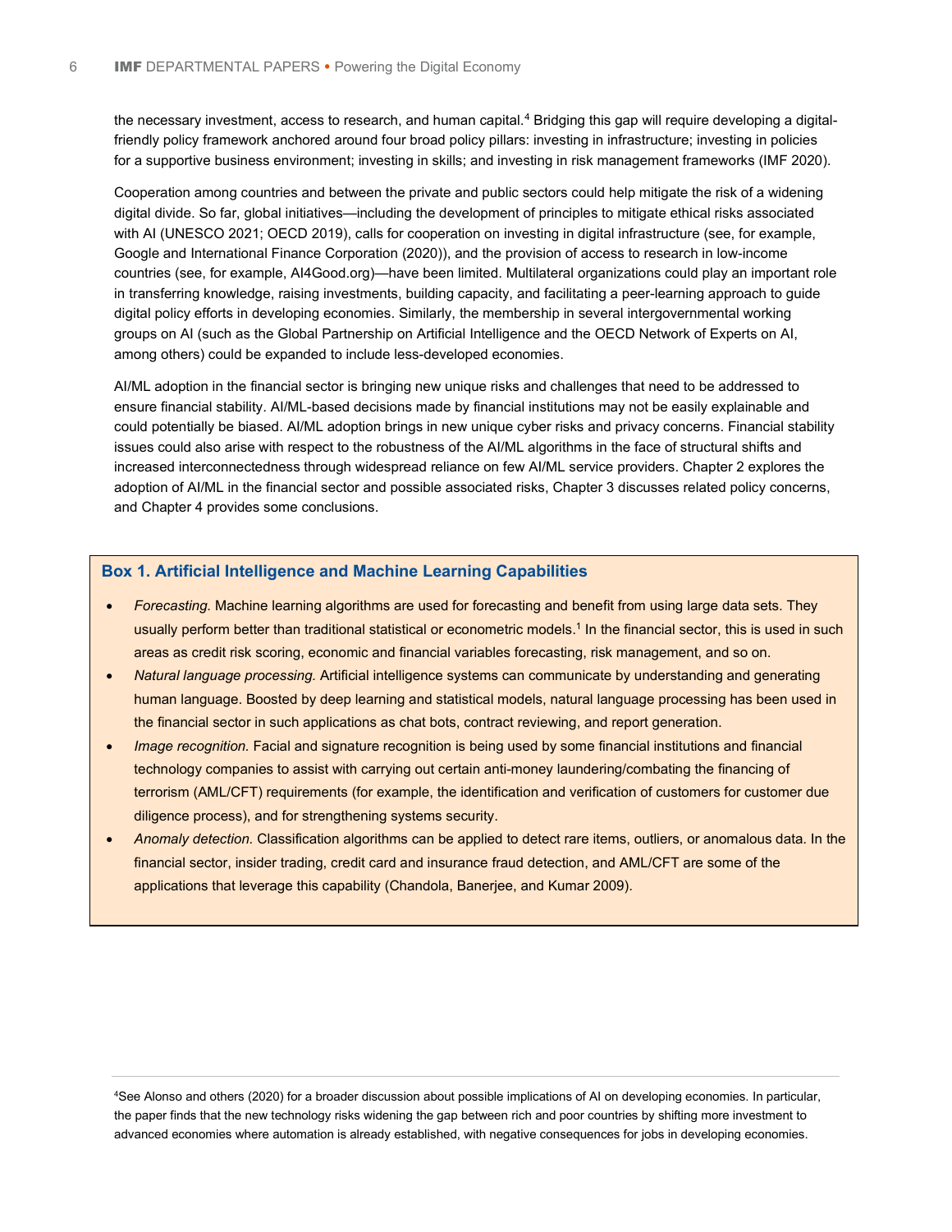the necessary investment, access to research, and human capital.[4] Bridging this gap will require developing a digital-friendly policy framework anchored around four broad policy pillars: investing in infrastructure; investing in policies for a supportive business environment; investing in skills; and investing in risk management frameworks (IMF 2020).

Cooperation among countries and between the private and public sectors could help mitigate the risk of a widening digital divide. So far, global initiatives—including the development of principles to mitigate ethical risks associated with AI (UNESCO 2021; OECD 2019), calls for cooperation on investing in digital infrastructure (see, for example, Google and International Finance Corporation (2020)), and the provision of access to research in low-income countries (see, for example, AI4Good.org)—have been limited. Multilateral organizations could play an important role in transferring knowledge, raising investments, building capacity, and facilitating a peer-learning approach to guide digital policy efforts in developing economies. Similarly, the membership in several intergovernmental working groups on AI (such as the Global Partnership on Artificial Intelligence and the OECD Network of Experts on AI, among others) could be expanded to include less-developed economies.

AI/ML adoption in the financial sector is bringing new unique risks and challenges that need to be addressed to ensure financial stability. AI/ML-based decisions made by financial institutions may not be easily explainable and could potentially be biased. AI/ML adoption brings in new unique cyber risks and privacy concerns. Financial stability issues could also arise with respect to the robustness of the AI/ML algorithms in the face of structural shifts and increased interconnectedness through widespread reliance on few AI/ML service providers. Chapter 2 explores the adoption of AI/ML in the financial sector and possible associated risks, Chapter 3 discusses related policy concerns, and Chapter 4 provides some conclusions.

### Box 1. Artificial Intelligence and Machine Learning Capabilities

- *Forecasting.* Machine learning algorithms are used for forecasting and benefit from using large data sets. They usually perform better than traditional statistical or econometric models.[1] In the financial sector, this is used in such areas as credit risk scoring, economic and financial variables forecasting, risk management, and so on.
- *Natural language processing.* Artificial intelligence systems can communicate by understanding and generating human language. Boosted by deep learning and statistical models, natural language processing has been used in the financial sector in such applications as chat bots, contract reviewing, and report generation.
- *Image recognition.* Facial and signature recognition is being used by some financial institutions and financial technology companies to assist with carrying out certain anti-money laundering/combating the financing of terrorism (AML/CFT) requirements (for example, the identification and verification of customers for customer due diligence process), and for strengthening systems security.
- *Anomaly detection.* Classification algorithms can be applied to detect rare items, outliers, or anomalous data. In the financial sector, insider trading, credit card and insurance fraud detection, and AML/CFT are some of the applications that leverage this capability (Chandola, Banerjee, and Kumar 2009).

---

[4] See Alonso and others (2020) for a broader discussion about possible implications of AI on developing economies. In particular, the paper finds that the new technology risks widening the gap between rich and poor countries by shifting more investment to advanced economies where automation is already established, with negative consequences for jobs in developing economies.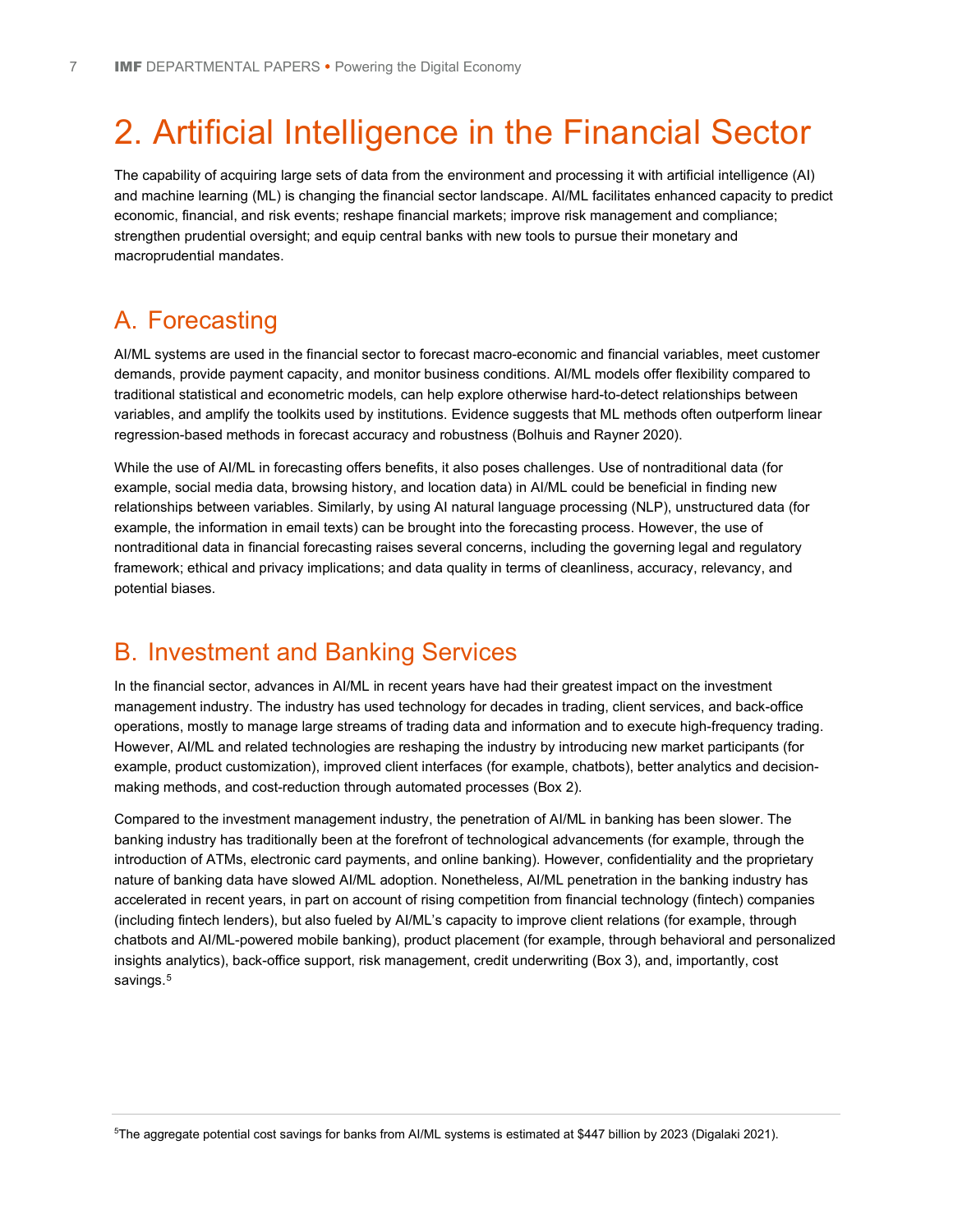# 2. Artificial Intelligence in the Financial Sector

The capability of acquiring large sets of data from the environment and processing it with artificial intelligence (AI) and machine learning (ML) is changing the financial sector landscape. AI/ML facilitates enhanced capacity to predict economic, financial, and risk events; reshape financial markets; improve risk management and compliance; strengthen prudential oversight; and equip central banks with new tools to pursue their monetary and macroprudential mandates.

## A. Forecasting

AI/ML systems are used in the financial sector to forecast macro-economic and financial variables, meet customer demands, provide payment capacity, and monitor business conditions. AI/ML models offer flexibility compared to traditional statistical and econometric models, can help explore otherwise hard-to-detect relationships between variables, and amplify the toolkits used by institutions. Evidence suggests that ML methods often outperform linear regression-based methods in forecast accuracy and robustness (Bolhuis and Rayner 2020).

While the use of AI/ML in forecasting offers benefits, it also poses challenges. Use of nontraditional data (for example, social media data, browsing history, and location data) in AI/ML could be beneficial in finding new relationships between variables. Similarly, by using AI natural language processing (NLP), unstructured data (for example, the information in email texts) can be brought into the forecasting process. However, the use of nontraditional data in financial forecasting raises several concerns, including the governing legal and regulatory framework; ethical and privacy implications; and data quality in terms of cleanliness, accuracy, relevancy, and potential biases.

## B. Investment and Banking Services

In the financial sector, advances in AI/ML in recent years have had their greatest impact on the investment management industry. The industry has used technology for decades in trading, client services, and back-office operations, mostly to manage large streams of trading data and information and to execute high-frequency trading. However, AI/ML and related technologies are reshaping the industry by introducing new market participants (for example, product customization), improved client interfaces (for example, chatbots), better analytics and decision-making methods, and cost-reduction through automated processes (Box 2).

Compared to the investment management industry, the penetration of AI/ML in banking has been slower. The banking industry has traditionally been at the forefront of technological advancements (for example, through the introduction of ATMs, electronic card payments, and online banking). However, confidentiality and the proprietary nature of banking data have slowed AI/ML adoption. Nonetheless, AI/ML penetration in the banking industry has accelerated in recent years, in part on account of rising competition from financial technology (fintech) companies (including fintech lenders), but also fueled by AI/ML's capacity to improve client relations (for example, through chatbots and AI/ML-powered mobile banking), product placement (for example, through behavioral and personalized insights analytics), back-office support, risk management, credit underwriting (Box 3), and, importantly, cost savings.[5]

[5]The aggregate potential cost savings for banks from AI/ML systems is estimated at $447 billion by 2023 (Digalaki 2021).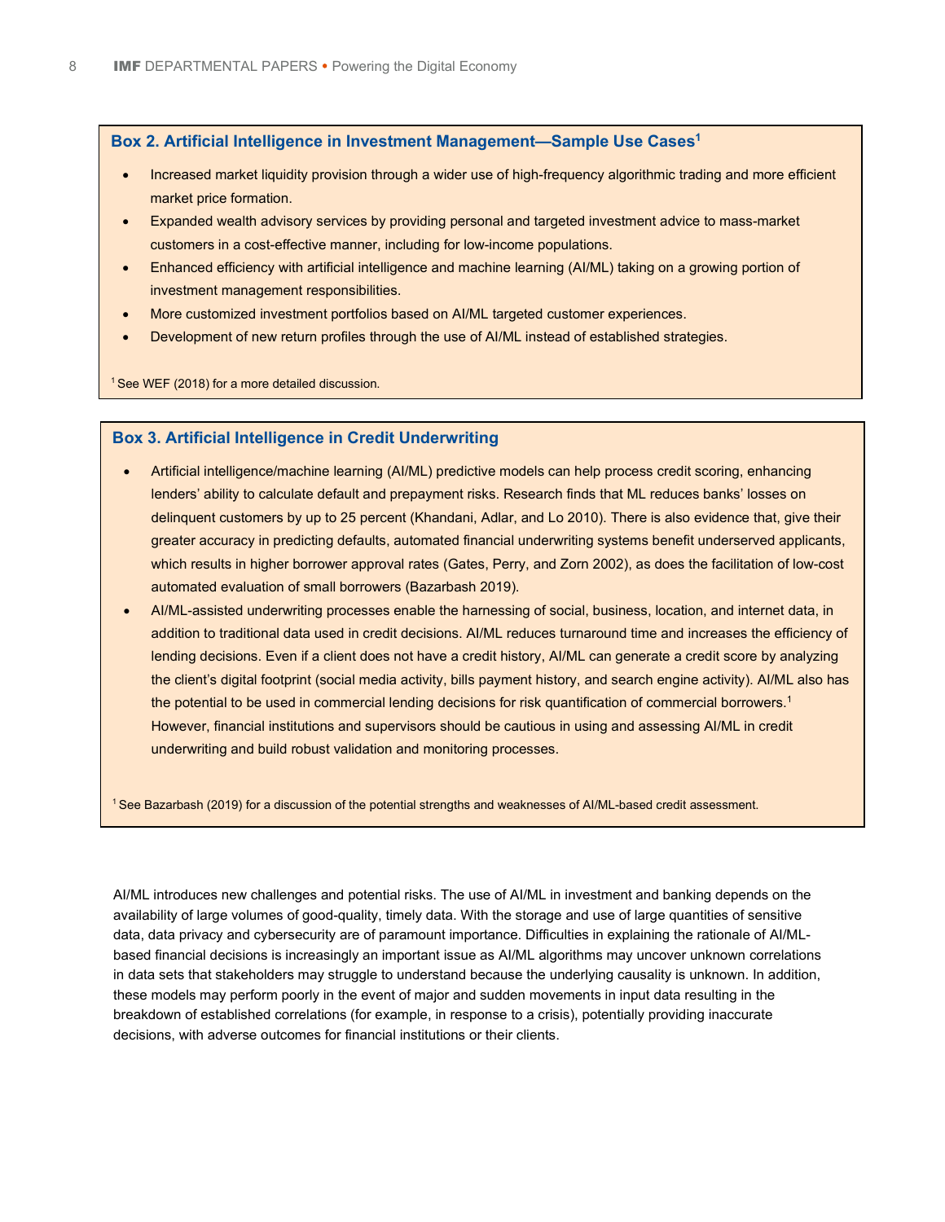### Box 2. Artificial Intelligence in Investment Management—Sample Use Cases[1]

- Increased market liquidity provision through a wider use of high-frequency algorithmic trading and more efficient market price formation.
- Expanded wealth advisory services by providing personal and targeted investment advice to mass-market customers in a cost-effective manner, including for low-income populations.
- Enhanced efficiency with artificial intelligence and machine learning (AI/ML) taking on a growing portion of investment management responsibilities.
- More customized investment portfolios based on AI/ML targeted customer experiences.
- Development of new return profiles through the use of AI/ML instead of established strategies.

[1] See WEF (2018) for a more detailed discussion.

### Box 3. Artificial Intelligence in Credit Underwriting

- Artificial intelligence/machine learning (AI/ML) predictive models can help process credit scoring, enhancing lenders' ability to calculate default and prepayment risks. Research finds that ML reduces banks' losses on delinquent customers by up to 25 percent (Khandani, Adlar, and Lo 2010). There is also evidence that, give their greater accuracy in predicting defaults, automated financial underwriting systems benefit underserved applicants, which results in higher borrower approval rates (Gates, Perry, and Zorn 2002), as does the facilitation of low-cost automated evaluation of small borrowers (Bazarbash 2019).
- AI/ML-assisted underwriting processes enable the harnessing of social, business, location, and internet data, in addition to traditional data used in credit decisions. AI/ML reduces turnaround time and increases the efficiency of lending decisions. Even if a client does not have a credit history, AI/ML can generate a credit score by analyzing the client's digital footprint (social media activity, bills payment history, and search engine activity). AI/ML also has the potential to be used in commercial lending decisions for risk quantification of commercial borrowers.[1] However, financial institutions and supervisors should be cautious in using and assessing AI/ML in credit underwriting and build robust validation and monitoring processes.

[1] See Bazarbash (2019) for a discussion of the potential strengths and weaknesses of AI/ML-based credit assessment.

AI/ML introduces new challenges and potential risks. The use of AI/ML in investment and banking depends on the availability of large volumes of good-quality, timely data. With the storage and use of large quantities of sensitive data, data privacy and cybersecurity are of paramount importance. Difficulties in explaining the rationale of AI/ML-based financial decisions is increasingly an important issue as AI/ML algorithms may uncover unknown correlations in data sets that stakeholders may struggle to understand because the underlying causality is unknown. In addition, these models may perform poorly in the event of major and sudden movements in input data resulting in the breakdown of established correlations (for example, in response to a crisis), potentially providing inaccurate decisions, with adverse outcomes for financial institutions or their clients.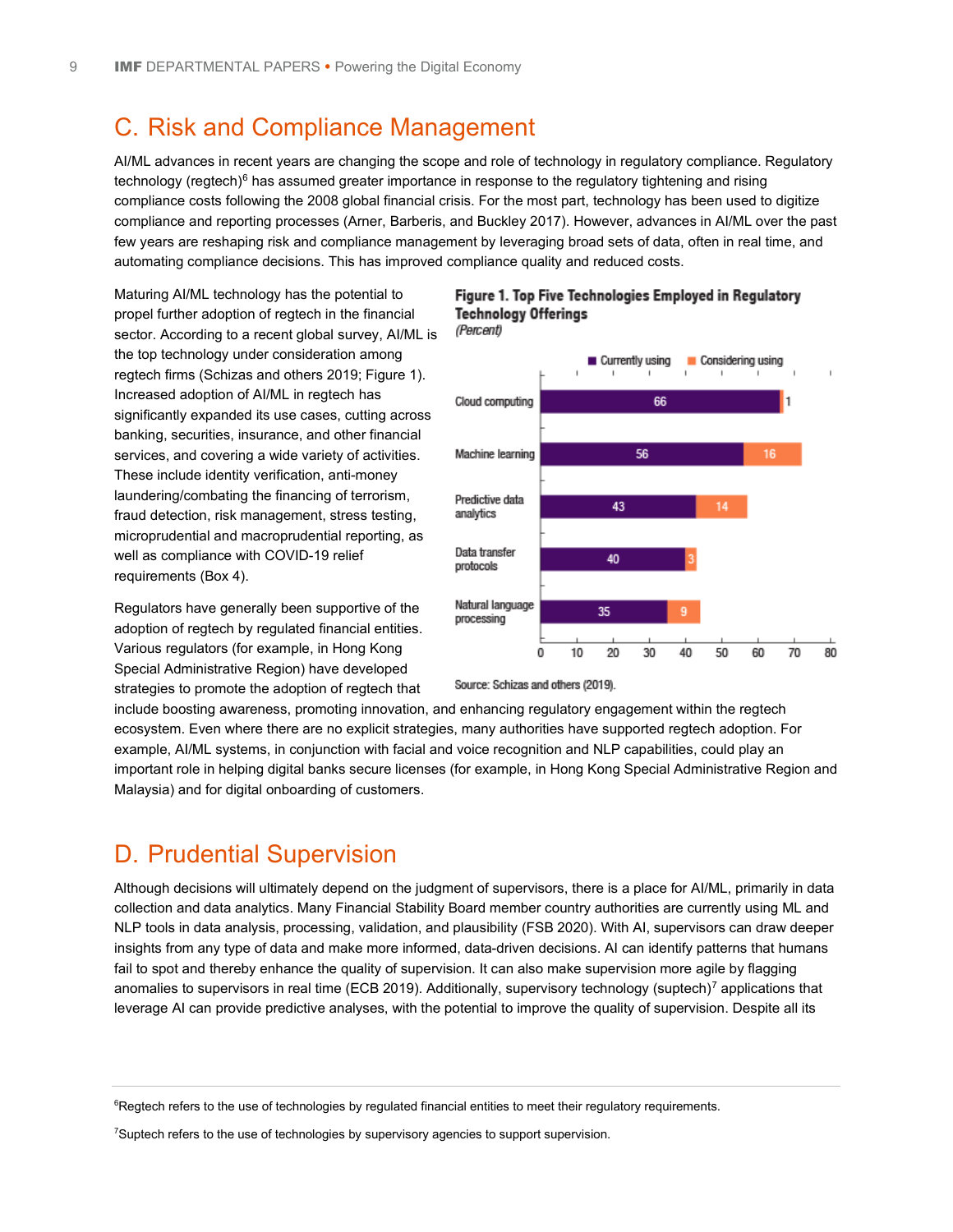## C. Risk and Compliance Management

AI/ML advances in recent years are changing the scope and role of technology in regulatory compliance. Regulatory technology (regtech)[6] has assumed greater importance in response to the regulatory tightening and rising compliance costs following the 2008 global financial crisis. For the most part, technology has been used to digitize compliance and reporting processes (Arner, Barberis, and Buckley 2017). However, advances in AI/ML over the past few years are reshaping risk and compliance management by leveraging broad sets of data, often in real time, and automating compliance decisions. This has improved compliance quality and reduced costs.

Maturing AI/ML technology has the potential to propel further adoption of regtech in the financial sector. According to a recent global survey, AI/ML is the top technology under consideration among regtech firms (Schizas and others 2019; Figure 1). Increased adoption of AI/ML in regtech has significantly expanded its use cases, cutting across banking, securities, insurance, and other financial services, and covering a wide variety of activities. These include identity verification, anti-money laundering/combating the financing of terrorism, fraud detection, risk management, stress testing, microprudential and macroprudential reporting, as well as compliance with COVID-19 relief requirements (Box 4).

**Figure 1. Top Five Technologies Employed in Regulatory Technology Offerings**
*(Percent)*

| | Currently using | Considering using |
|---|---|---|
| Cloud computing | 66 | 1 |
| Machine learning | 56 | 16 |
| Predictive data analytics | 43 | 14 |
| Data transfer protocols | 40 | 3 |
| Natural language processing | 35 | 9 |

Source: Schizas and others (2019).

Regulators have generally been supportive of the adoption of regtech by regulated financial entities. Various regulators (for example, in Hong Kong Special Administrative Region) have developed strategies to promote the adoption of regtech that include boosting awareness, promoting innovation, and enhancing regulatory engagement within the regtech ecosystem. Even where there are no explicit strategies, many authorities have supported regtech adoption. For example, AI/ML systems, in conjunction with facial and voice recognition and NLP capabilities, could play an important role in helping digital banks secure licenses (for example, in Hong Kong Special Administrative Region and Malaysia) and for digital onboarding of customers.

## D. Prudential Supervision

Although decisions will ultimately depend on the judgment of supervisors, there is a place for AI/ML, primarily in data collection and data analytics. Many Financial Stability Board member country authorities are currently using ML and NLP tools in data analysis, processing, validation, and plausibility (FSB 2020). With AI, supervisors can draw deeper insights from any type of data and make more informed, data-driven decisions. AI can identify patterns that humans fail to spot and thereby enhance the quality of supervision. It can also make supervision more agile by flagging anomalies to supervisors in real time (ECB 2019). Additionally, supervisory technology (suptech)[7] applications that leverage AI can provide predictive analyses, with the potential to improve the quality of supervision. Despite all its

---

[6]Regtech refers to the use of technologies by regulated financial entities to meet their regulatory requirements.

[7]Suptech refers to the use of technologies by supervisory agencies to support supervision.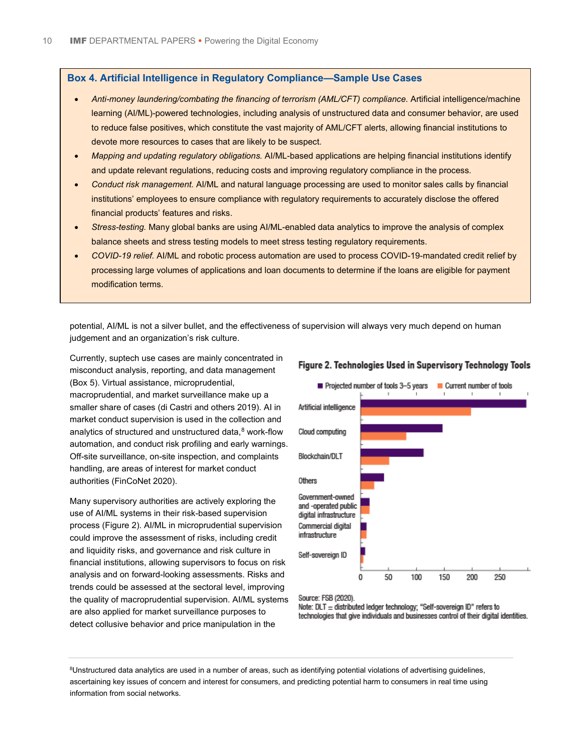## Box 4. Artificial Intelligence in Regulatory Compliance—Sample Use Cases

- *Anti-money laundering/combating the financing of terrorism (AML/CFT) compliance.* Artificial intelligence/machine learning (AI/ML)-powered technologies, including analysis of unstructured data and consumer behavior, are used to reduce false positives, which constitute the vast majority of AML/CFT alerts, allowing financial institutions to devote more resources to cases that are likely to be suspect.
- *Mapping and updating regulatory obligations.* AI/ML-based applications are helping financial institutions identify and update relevant regulations, reducing costs and improving regulatory compliance in the process.
- *Conduct risk management.* AI/ML and natural language processing are used to monitor sales calls by financial institutions' employees to ensure compliance with regulatory requirements to accurately disclose the offered financial products' features and risks.
- *Stress-testing.* Many global banks are using AI/ML-enabled data analytics to improve the analysis of complex balance sheets and stress testing models to meet stress testing regulatory requirements.
- *COVID-19 relief.* AI/ML and robotic process automation are used to process COVID-19-mandated credit relief by processing large volumes of applications and loan documents to determine if the loans are eligible for payment modification terms.

potential, AI/ML is not a silver bullet, and the effectiveness of supervision will always very much depend on human judgement and an organization's risk culture.

Currently, suptech use cases are mainly concentrated in misconduct analysis, reporting, and data management (Box 5). Virtual assistance, microprudential, macroprudential, and market surveillance make up a smaller share of cases (di Castri and others 2019). AI in market conduct supervision is used in the collection and analytics of structured and unstructured data,[8] work-flow automation, and conduct risk profiling and early warnings. Off-site surveillance, on-site inspection, and complaints handling, are areas of interest for market conduct authorities (FinCoNet 2020).

Many supervisory authorities are actively exploring the use of AI/ML systems in their risk-based supervision process (Figure 2). AI/ML in microprudential supervision could improve the assessment of risks, including credit and liquidity risks, and governance and risk culture in financial institutions, allowing supervisors to focus on risk analysis and on forward-looking assessments. Risks and trends could be assessed at the sectoral level, improving the quality of macroprudential supervision. AI/ML systems are also applied for market surveillance purposes to detect collusive behavior and price manipulation in the

**Figure 2. Technologies Used in Supervisory Technology Tools**

| Technology | Projected number of tools 3–5 years | Current number of tools |
|---|---|---|
| Artificial intelligence | ~300 | ~200 |
| Cloud computing | ~148 | ~83 |
| Blockchain/DLT | ~114 | ~52 |
| Others | ~43 | ~25 |
| Government-owned and -operated public digital infrastructure | ~17 | ~17 |
| Commercial digital infrastructure | ~11 | ~11 |
| Self-sovereign ID | ~8 | ~4 |

Source: FSB (2020).
Note: DLT = distributed ledger technology; "Self-sovereign ID" refers to technologies that give individuals and businesses control of their digital identities.

[8] Unstructured data analytics are used in a number of areas, such as identifying potential violations of advertising guidelines, ascertaining key issues of concern and interest for consumers, and predicting potential harm to consumers in real time using information from social networks.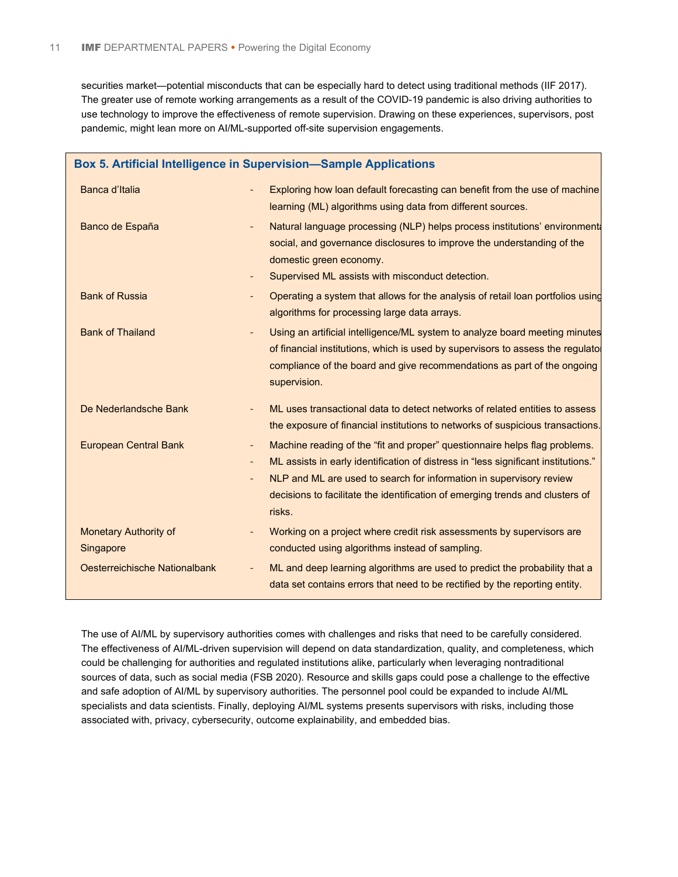securities market—potential misconducts that can be especially hard to detect using traditional methods (IIF 2017). The greater use of remote working arrangements as a result of the COVID-19 pandemic is also driving authorities to use technology to improve the effectiveness of remote supervision. Drawing on these experiences, supervisors, post pandemic, might lean more on AI/ML-supported off-site supervision engagements.

### Box 5. Artificial Intelligence in Supervision—Sample Applications

| | |
|---|---|
| Banca d'Italia | - Exploring how loan default forecasting can benefit from the use of machine learning (ML) algorithms using data from different sources. |
| Banco de España | - Natural language processing (NLP) helps process institutions' environmental, social, and governance disclosures to improve the understanding of the domestic green economy.<br>- Supervised ML assists with misconduct detection. |
| Bank of Russia | - Operating a system that allows for the analysis of retail loan portfolios using algorithms for processing large data arrays. |
| Bank of Thailand | - Using an artificial intelligence/ML system to analyze board meeting minutes of financial institutions, which is used by supervisors to assess the regulatory compliance of the board and give recommendations as part of the ongoing supervision. |
| De Nederlandsche Bank | - ML uses transactional data to detect networks of related entities to assess the exposure of financial institutions to networks of suspicious transactions. |
| European Central Bank | - Machine reading of the "fit and proper" questionnaire helps flag problems.<br>- ML assists in early identification of distress in "less significant institutions."<br>- NLP and ML are used to search for information in supervisory review decisions to facilitate the identification of emerging trends and clusters of risks. |
| Monetary Authority of Singapore | - Working on a project where credit risk assessments by supervisors are conducted using algorithms instead of sampling. |
| Oesterreichische Nationalbank | - ML and deep learning algorithms are used to predict the probability that a data set contains errors that need to be rectified by the reporting entity. |

The use of AI/ML by supervisory authorities comes with challenges and risks that need to be carefully considered. The effectiveness of AI/ML-driven supervision will depend on data standardization, quality, and completeness, which could be challenging for authorities and regulated institutions alike, particularly when leveraging nontraditional sources of data, such as social media (FSB 2020). Resource and skills gaps could pose a challenge to the effective and safe adoption of AI/ML by supervisory authorities. The personnel pool could be expanded to include AI/ML specialists and data scientists. Finally, deploying AI/ML systems presents supervisors with risks, including those associated with, privacy, cybersecurity, outcome explainability, and embedded bias.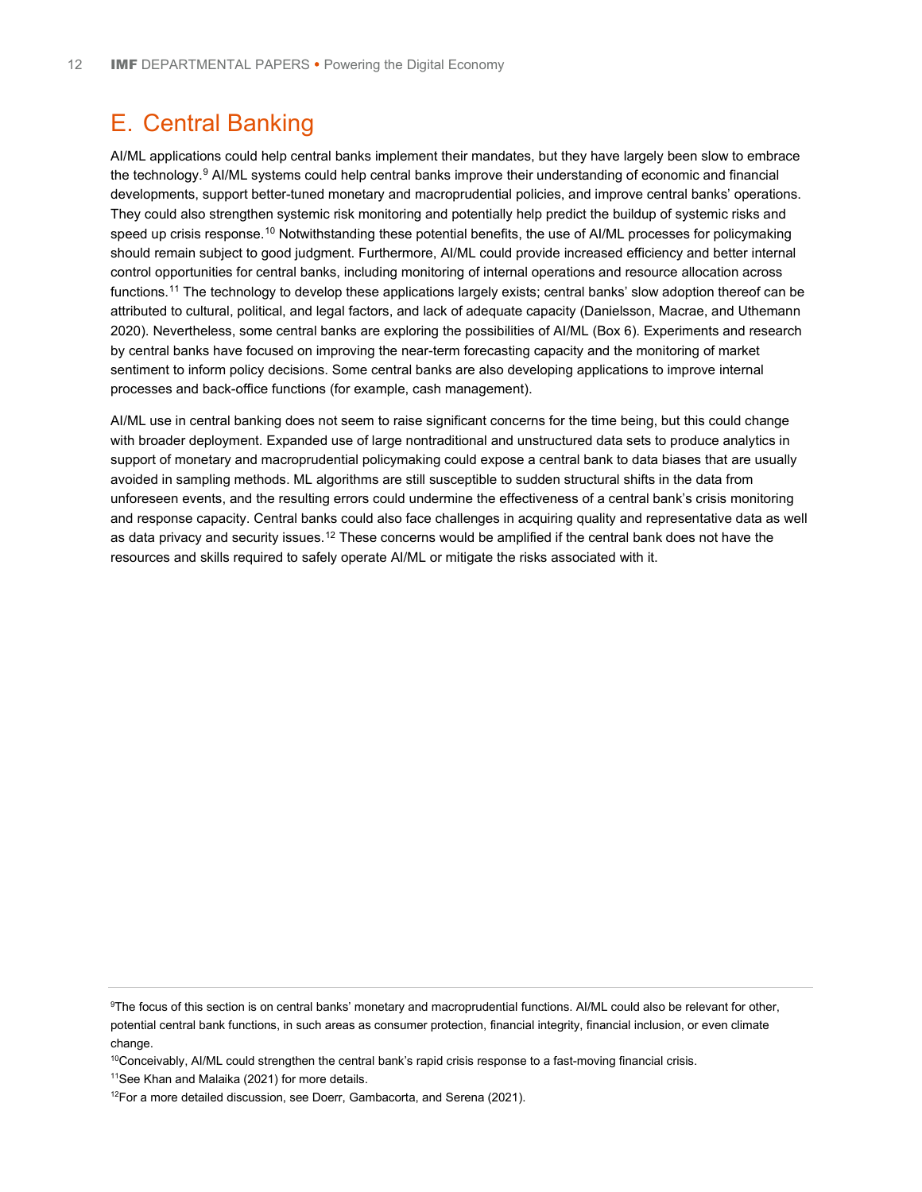## E. Central Banking

AI/ML applications could help central banks implement their mandates, but they have largely been slow to embrace the technology.[9] AI/ML systems could help central banks improve their understanding of economic and financial developments, support better-tuned monetary and macroprudential policies, and improve central banks' operations. They could also strengthen systemic risk monitoring and potentially help predict the buildup of systemic risks and speed up crisis response.[10] Notwithstanding these potential benefits, the use of AI/ML processes for policymaking should remain subject to good judgment. Furthermore, AI/ML could provide increased efficiency and better internal control opportunities for central banks, including monitoring of internal operations and resource allocation across functions.[11] The technology to develop these applications largely exists; central banks' slow adoption thereof can be attributed to cultural, political, and legal factors, and lack of adequate capacity (Danielsson, Macrae, and Uthemann 2020). Nevertheless, some central banks are exploring the possibilities of AI/ML (Box 6). Experiments and research by central banks have focused on improving the near-term forecasting capacity and the monitoring of market sentiment to inform policy decisions. Some central banks are also developing applications to improve internal processes and back-office functions (for example, cash management).

AI/ML use in central banking does not seem to raise significant concerns for the time being, but this could change with broader deployment. Expanded use of large nontraditional and unstructured data sets to produce analytics in support of monetary and macroprudential policymaking could expose a central bank to data biases that are usually avoided in sampling methods. ML algorithms are still susceptible to sudden structural shifts in the data from unforeseen events, and the resulting errors could undermine the effectiveness of a central bank's crisis monitoring and response capacity. Central banks could also face challenges in acquiring quality and representative data as well as data privacy and security issues.[12] These concerns would be amplified if the central bank does not have the resources and skills required to safely operate AI/ML or mitigate the risks associated with it.

---

[9]The focus of this section is on central banks' monetary and macroprudential functions. AI/ML could also be relevant for other, potential central bank functions, in such areas as consumer protection, financial integrity, financial inclusion, or even climate change.

[10]Conceivably, AI/ML could strengthen the central bank's rapid crisis response to a fast-moving financial crisis.

[11]See Khan and Malaika (2021) for more details.

[12]For a more detailed discussion, see Doerr, Gambacorta, and Serena (2021).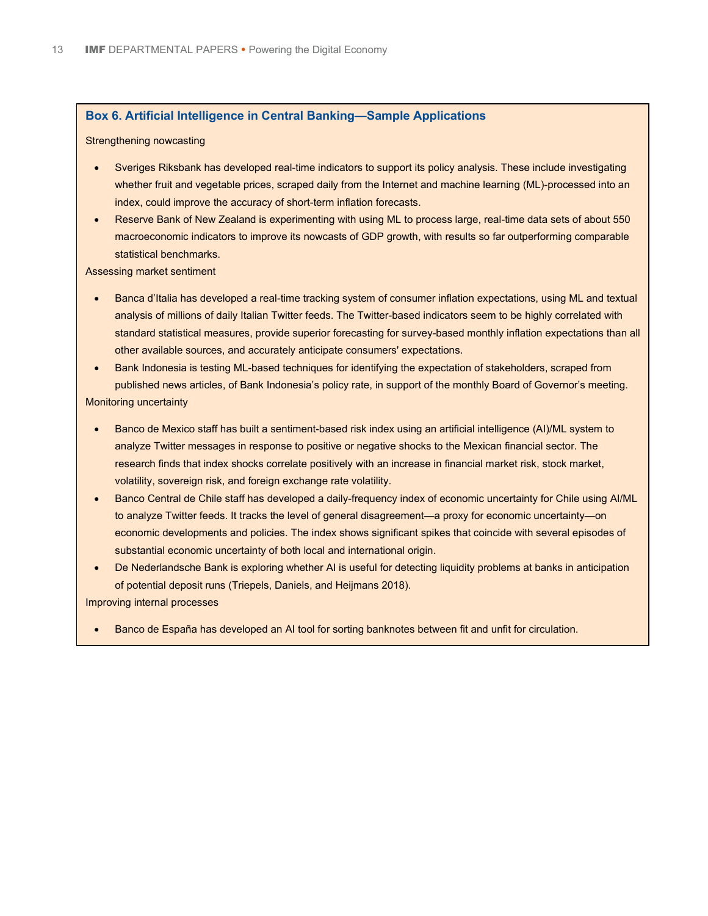### Box 6. Artificial Intelligence in Central Banking—Sample Applications

Strengthening nowcasting

- Sveriges Riksbank has developed real-time indicators to support its policy analysis. These include investigating whether fruit and vegetable prices, scraped daily from the Internet and machine learning (ML)-processed into an index, could improve the accuracy of short-term inflation forecasts.
- Reserve Bank of New Zealand is experimenting with using ML to process large, real-time data sets of about 550 macroeconomic indicators to improve its nowcasts of GDP growth, with results so far outperforming comparable statistical benchmarks.

Assessing market sentiment

- Banca d'Italia has developed a real-time tracking system of consumer inflation expectations, using ML and textual analysis of millions of daily Italian Twitter feeds. The Twitter-based indicators seem to be highly correlated with standard statistical measures, provide superior forecasting for survey-based monthly inflation expectations than all other available sources, and accurately anticipate consumers' expectations.
- Bank Indonesia is testing ML-based techniques for identifying the expectation of stakeholders, scraped from published news articles, of Bank Indonesia's policy rate, in support of the monthly Board of Governor's meeting.

Monitoring uncertainty

- Banco de Mexico staff has built a sentiment-based risk index using an artificial intelligence (AI)/ML system to analyze Twitter messages in response to positive or negative shocks to the Mexican financial sector. The research finds that index shocks correlate positively with an increase in financial market risk, stock market, volatility, sovereign risk, and foreign exchange rate volatility.
- Banco Central de Chile staff has developed a daily-frequency index of economic uncertainty for Chile using AI/ML to analyze Twitter feeds. It tracks the level of general disagreement—a proxy for economic uncertainty—on economic developments and policies. The index shows significant spikes that coincide with several episodes of substantial economic uncertainty of both local and international origin.
- De Nederlandsche Bank is exploring whether AI is useful for detecting liquidity problems at banks in anticipation of potential deposit runs (Triepels, Daniels, and Heijmans 2018).

Improving internal processes

- Banco de España has developed an AI tool for sorting banknotes between fit and unfit for circulation.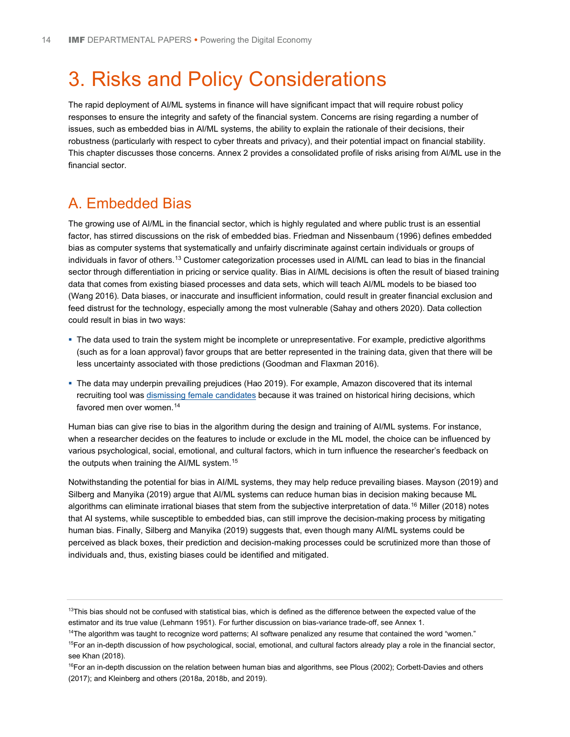# 3. Risks and Policy Considerations

The rapid deployment of AI/ML systems in finance will have significant impact that will require robust policy responses to ensure the integrity and safety of the financial system. Concerns are rising regarding a number of issues, such as embedded bias in AI/ML systems, the ability to explain the rationale of their decisions, their robustness (particularly with respect to cyber threats and privacy), and their potential impact on financial stability. This chapter discusses those concerns. Annex 2 provides a consolidated profile of risks arising from AI/ML use in the financial sector.

## A. Embedded Bias

The growing use of AI/ML in the financial sector, which is highly regulated and where public trust is an essential factor, has stirred discussions on the risk of embedded bias. Friedman and Nissenbaum (1996) defines embedded bias as computer systems that systematically and unfairly discriminate against certain individuals or groups of individuals in favor of others.[13] Customer categorization processes used in AI/ML can lead to bias in the financial sector through differentiation in pricing or service quality. Bias in AI/ML decisions is often the result of biased training data that comes from existing biased processes and data sets, which will teach AI/ML models to be biased too (Wang 2016). Data biases, or inaccurate and insufficient information, could result in greater financial exclusion and feed distrust for the technology, especially among the most vulnerable (Sahay and others 2020). Data collection could result in bias in two ways:

- The data used to train the system might be incomplete or unrepresentative. For example, predictive algorithms (such as for a loan approval) favor groups that are better represented in the training data, given that there will be less uncertainty associated with those predictions (Goodman and Flaxman 2016).
- The data may underpin prevailing prejudices (Hao 2019). For example, Amazon discovered that its internal recruiting tool was dismissing female candidates because it was trained on historical hiring decisions, which favored men over women.[14]

Human bias can give rise to bias in the algorithm during the design and training of AI/ML systems. For instance, when a researcher decides on the features to include or exclude in the ML model, the choice can be influenced by various psychological, social, emotional, and cultural factors, which in turn influence the researcher's feedback on the outputs when training the AI/ML system.[15]

Notwithstanding the potential for bias in AI/ML systems, they may help reduce prevailing biases. Mayson (2019) and Silberg and Manyika (2019) argue that AI/ML systems can reduce human bias in decision making because ML algorithms can eliminate irrational biases that stem from the subjective interpretation of data.[16] Miller (2018) notes that AI systems, while susceptible to embedded bias, can still improve the decision-making process by mitigating human bias. Finally, Silberg and Manyika (2019) suggests that, even though many AI/ML systems could be perceived as black boxes, their prediction and decision-making processes could be scrutinized more than those of individuals and, thus, existing biases could be identified and mitigated.

[13] This bias should not be confused with statistical bias, which is defined as the difference between the expected value of the estimator and its true value (Lehmann 1951). For further discussion on bias-variance trade-off, see Annex 1.

[14] The algorithm was taught to recognize word patterns; AI software penalized any resume that contained the word "women."

[15] For an in-depth discussion of how psychological, social, emotional, and cultural factors already play a role in the financial sector, see Khan (2018).

[16] For an in-depth discussion on the relation between human bias and algorithms, see Plous (2002); Corbett-Davies and others (2017); and Kleinberg and others (2018a, 2018b, and 2019).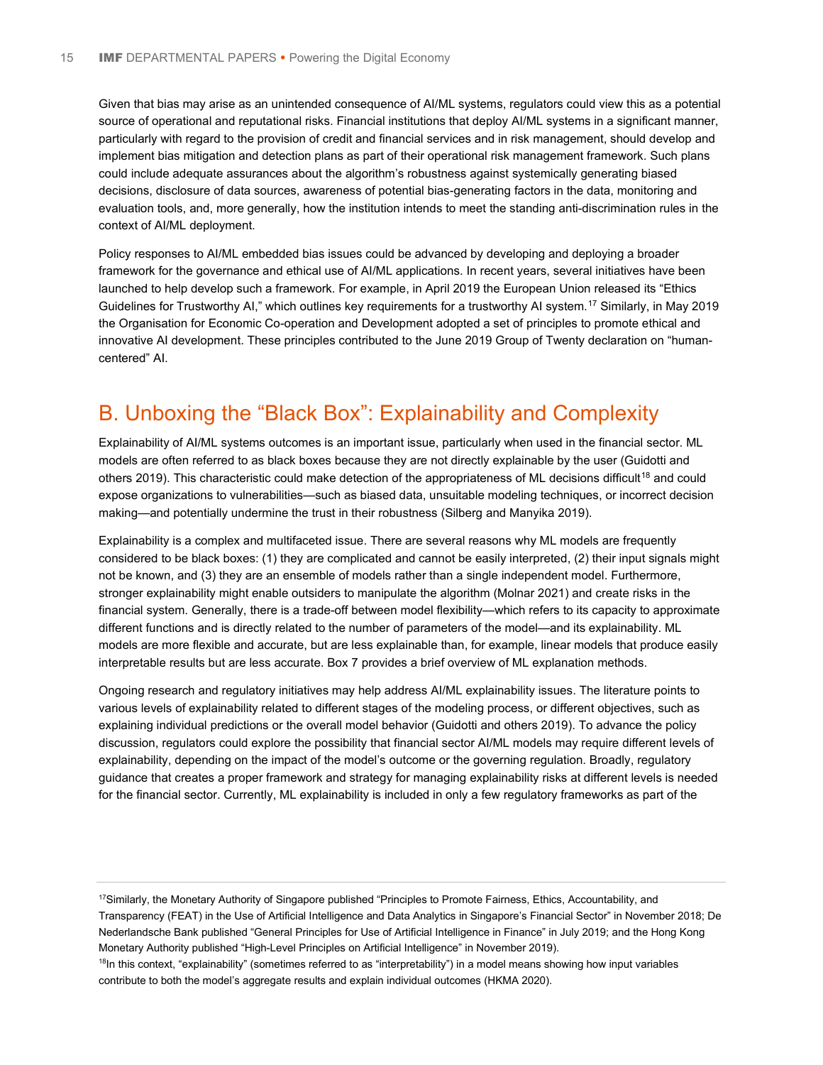Given that bias may arise as an unintended consequence of AI/ML systems, regulators could view this as a potential source of operational and reputational risks. Financial institutions that deploy AI/ML systems in a significant manner, particularly with regard to the provision of credit and financial services and in risk management, should develop and implement bias mitigation and detection plans as part of their operational risk management framework. Such plans could include adequate assurances about the algorithm's robustness against systemically generating biased decisions, disclosure of data sources, awareness of potential bias-generating factors in the data, monitoring and evaluation tools, and, more generally, how the institution intends to meet the standing anti-discrimination rules in the context of AI/ML deployment.

Policy responses to AI/ML embedded bias issues could be advanced by developing and deploying a broader framework for the governance and ethical use of AI/ML applications. In recent years, several initiatives have been launched to help develop such a framework. For example, in April 2019 the European Union released its "Ethics Guidelines for Trustworthy AI," which outlines key requirements for a trustworthy AI system.[17] Similarly, in May 2019 the Organisation for Economic Co-operation and Development adopted a set of principles to promote ethical and innovative AI development. These principles contributed to the June 2019 Group of Twenty declaration on "human-centered" AI.

## B. Unboxing the "Black Box": Explainability and Complexity

Explainability of AI/ML systems outcomes is an important issue, particularly when used in the financial sector. ML models are often referred to as black boxes because they are not directly explainable by the user (Guidotti and others 2019). This characteristic could make detection of the appropriateness of ML decisions difficult[18] and could expose organizations to vulnerabilities—such as biased data, unsuitable modeling techniques, or incorrect decision making—and potentially undermine the trust in their robustness (Silberg and Manyika 2019).

Explainability is a complex and multifaceted issue. There are several reasons why ML models are frequently considered to be black boxes: (1) they are complicated and cannot be easily interpreted, (2) their input signals might not be known, and (3) they are an ensemble of models rather than a single independent model. Furthermore, stronger explainability might enable outsiders to manipulate the algorithm (Molnar 2021) and create risks in the financial system. Generally, there is a trade-off between model flexibility—which refers to its capacity to approximate different functions and is directly related to the number of parameters of the model—and its explainability. ML models are more flexible and accurate, but are less explainable than, for example, linear models that produce easily interpretable results but are less accurate. Box 7 provides a brief overview of ML explanation methods.

Ongoing research and regulatory initiatives may help address AI/ML explainability issues. The literature points to various levels of explainability related to different stages of the modeling process, or different objectives, such as explaining individual predictions or the overall model behavior (Guidotti and others 2019). To advance the policy discussion, regulators could explore the possibility that financial sector AI/ML models may require different levels of explainability, depending on the impact of the model's outcome or the governing regulation. Broadly, regulatory guidance that creates a proper framework and strategy for managing explainability risks at different levels is needed for the financial sector. Currently, ML explainability is included in only a few regulatory frameworks as part of the

---

[17]Similarly, the Monetary Authority of Singapore published "Principles to Promote Fairness, Ethics, Accountability, and Transparency (FEAT) in the Use of Artificial Intelligence and Data Analytics in Singapore's Financial Sector" in November 2018; De Nederlandsche Bank published "General Principles for Use of Artificial Intelligence in Finance" in July 2019; and the Hong Kong Monetary Authority published "High-Level Principles on Artificial Intelligence" in November 2019.

[18]In this context, "explainability" (sometimes referred to as "interpretability") in a model means showing how input variables contribute to both the model's aggregate results and explain individual outcomes (HKMA 2020).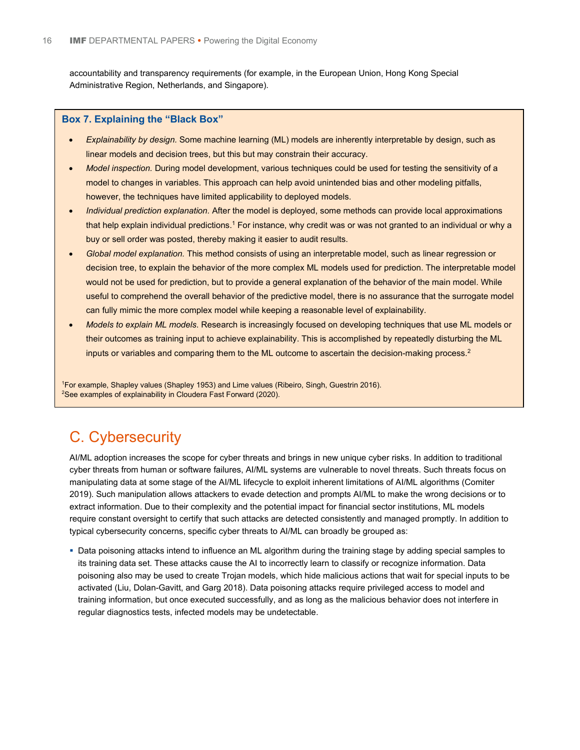accountability and transparency requirements (for example, in the European Union, Hong Kong Special Administrative Region, Netherlands, and Singapore).

### Box 7. Explaining the "Black Box"

- *Explainability by design.* Some machine learning (ML) models are inherently interpretable by design, such as linear models and decision trees, but this but may constrain their accuracy.
- *Model inspection.* During model development, various techniques could be used for testing the sensitivity of a model to changes in variables. This approach can help avoid unintended bias and other modeling pitfalls, however, the techniques have limited applicability to deployed models.
- *Individual prediction explanation*. After the model is deployed, some methods can provide local approximations that help explain individual predictions.[1] For instance, why credit was or was not granted to an individual or why a buy or sell order was posted, thereby making it easier to audit results.
- *Global model explanation.* This method consists of using an interpretable model, such as linear regression or decision tree, to explain the behavior of the more complex ML models used for prediction. The interpretable model would not be used for prediction, but to provide a general explanation of the behavior of the main model. While useful to comprehend the overall behavior of the predictive model, there is no assurance that the surrogate model can fully mimic the more complex model while keeping a reasonable level of explainability.
- *Models to explain ML models*. Research is increasingly focused on developing techniques that use ML models or their outcomes as training input to achieve explainability. This is accomplished by repeatedly disturbing the ML inputs or variables and comparing them to the ML outcome to ascertain the decision-making process.[2]

[1]For example, Shapley values (Shapley 1953) and Lime values (Ribeiro, Singh, Guestrin 2016).
[2]See examples of explainability in Cloudera Fast Forward (2020).

## C. Cybersecurity

AI/ML adoption increases the scope for cyber threats and brings in new unique cyber risks. In addition to traditional cyber threats from human or software failures, AI/ML systems are vulnerable to novel threats. Such threats focus on manipulating data at some stage of the AI/ML lifecycle to exploit inherent limitations of AI/ML algorithms (Comiter 2019). Such manipulation allows attackers to evade detection and prompts AI/ML to make the wrong decisions or to extract information. Due to their complexity and the potential impact for financial sector institutions, ML models require constant oversight to certify that such attacks are detected consistently and managed promptly. In addition to typical cybersecurity concerns, specific cyber threats to AI/ML can broadly be grouped as:

- Data poisoning attacks intend to influence an ML algorithm during the training stage by adding special samples to its training data set. These attacks cause the AI to incorrectly learn to classify or recognize information. Data poisoning also may be used to create Trojan models, which hide malicious actions that wait for special inputs to be activated (Liu, Dolan-Gavitt, and Garg 2018). Data poisoning attacks require privileged access to model and training information, but once executed successfully, and as long as the malicious behavior does not interfere in regular diagnostics tests, infected models may be undetectable.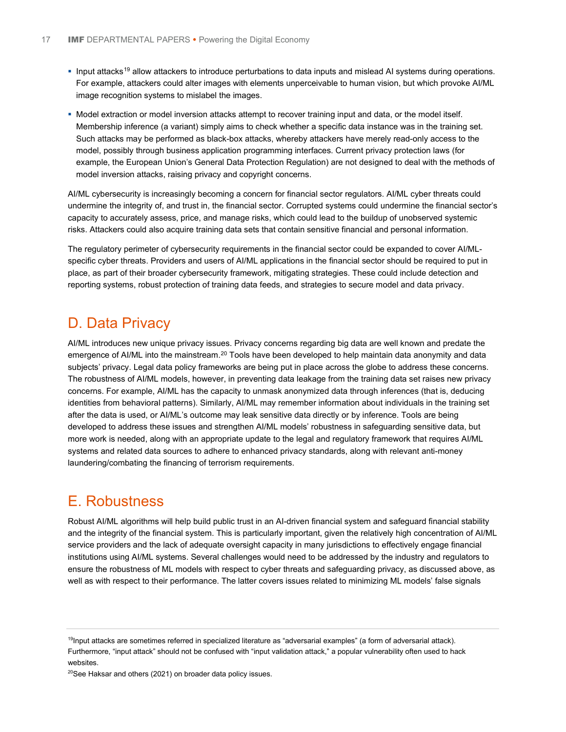- Input attacks[19] allow attackers to introduce perturbations to data inputs and mislead AI systems during operations. For example, attackers could alter images with elements unperceivable to human vision, but which provoke AI/ML image recognition systems to mislabel the images.
- Model extraction or model inversion attacks attempt to recover training input and data, or the model itself. Membership inference (a variant) simply aims to check whether a specific data instance was in the training set. Such attacks may be performed as black-box attacks, whereby attackers have merely read-only access to the model, possibly through business application programming interfaces. Current privacy protection laws (for example, the European Union's General Data Protection Regulation) are not designed to deal with the methods of model inversion attacks, raising privacy and copyright concerns.

AI/ML cybersecurity is increasingly becoming a concern for financial sector regulators. AI/ML cyber threats could undermine the integrity of, and trust in, the financial sector. Corrupted systems could undermine the financial sector's capacity to accurately assess, price, and manage risks, which could lead to the buildup of unobserved systemic risks. Attackers could also acquire training data sets that contain sensitive financial and personal information.

The regulatory perimeter of cybersecurity requirements in the financial sector could be expanded to cover AI/ML-specific cyber threats. Providers and users of AI/ML applications in the financial sector should be required to put in place, as part of their broader cybersecurity framework, mitigating strategies. These could include detection and reporting systems, robust protection of training data feeds, and strategies to secure model and data privacy.

## D. Data Privacy

AI/ML introduces new unique privacy issues. Privacy concerns regarding big data are well known and predate the emergence of AI/ML into the mainstream.[20] Tools have been developed to help maintain data anonymity and data subjects' privacy. Legal data policy frameworks are being put in place across the globe to address these concerns. The robustness of AI/ML models, however, in preventing data leakage from the training data set raises new privacy concerns. For example, AI/ML has the capacity to unmask anonymized data through inferences (that is, deducing identities from behavioral patterns). Similarly, AI/ML may remember information about individuals in the training set after the data is used, or AI/ML's outcome may leak sensitive data directly or by inference. Tools are being developed to address these issues and strengthen AI/ML models' robustness in safeguarding sensitive data, but more work is needed, along with an appropriate update to the legal and regulatory framework that requires AI/ML systems and related data sources to adhere to enhanced privacy standards, along with relevant anti-money laundering/combating the financing of terrorism requirements.

## E. Robustness

Robust AI/ML algorithms will help build public trust in an AI-driven financial system and safeguard financial stability and the integrity of the financial system. This is particularly important, given the relatively high concentration of AI/ML service providers and the lack of adequate oversight capacity in many jurisdictions to effectively engage financial institutions using AI/ML systems. Several challenges would need to be addressed by the industry and regulators to ensure the robustness of ML models with respect to cyber threats and safeguarding privacy, as discussed above, as well as with respect to their performance. The latter covers issues related to minimizing ML models' false signals

---

[19] Input attacks are sometimes referred in specialized literature as "adversarial examples" (a form of adversarial attack). Furthermore, "input attack" should not be confused with "input validation attack," a popular vulnerability often used to hack websites.

[20] See Haksar and others (2021) on broader data policy issues.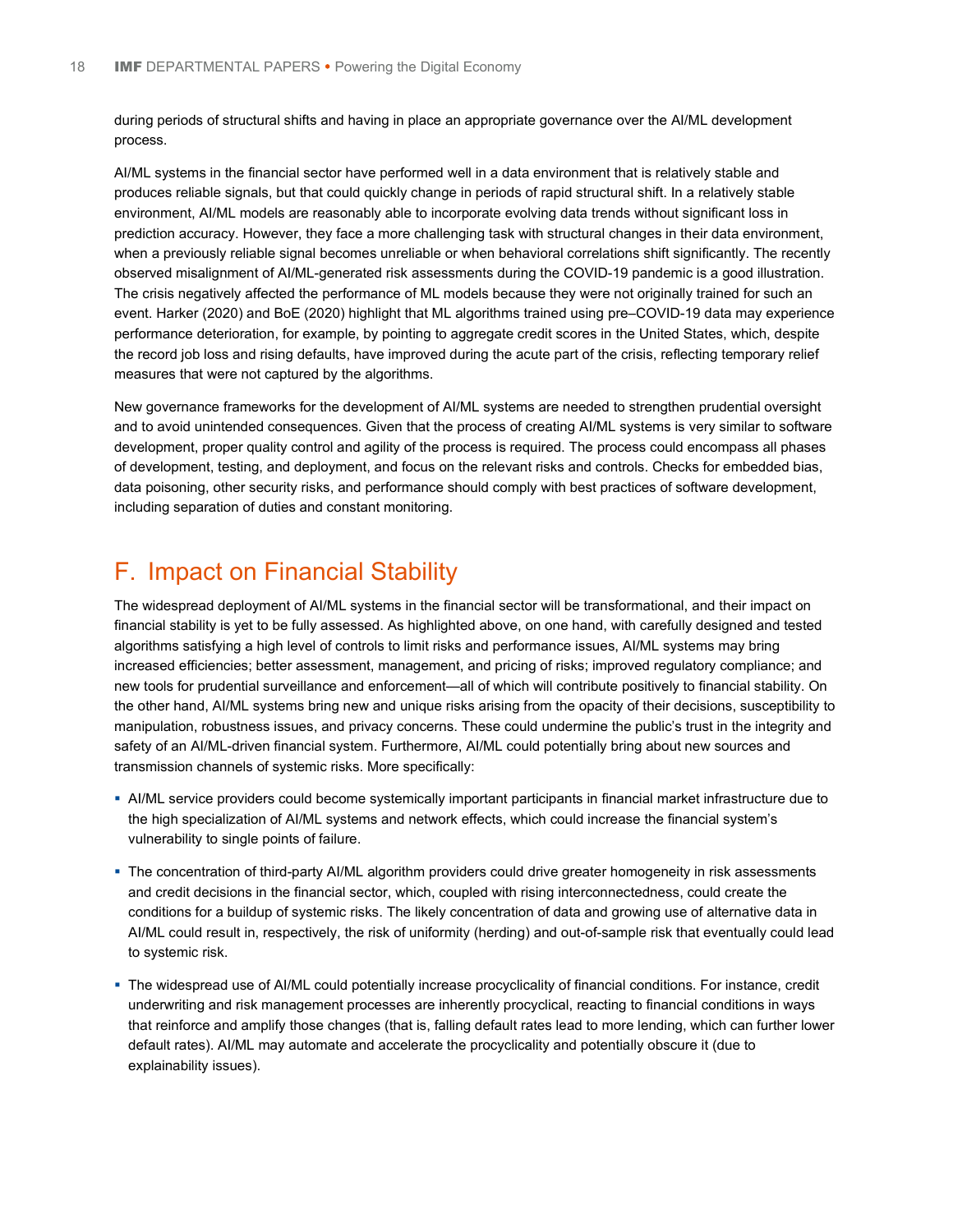during periods of structural shifts and having in place an appropriate governance over the AI/ML development process.

AI/ML systems in the financial sector have performed well in a data environment that is relatively stable and produces reliable signals, but that could quickly change in periods of rapid structural shift. In a relatively stable environment, AI/ML models are reasonably able to incorporate evolving data trends without significant loss in prediction accuracy. However, they face a more challenging task with structural changes in their data environment, when a previously reliable signal becomes unreliable or when behavioral correlations shift significantly. The recently observed misalignment of AI/ML-generated risk assessments during the COVID-19 pandemic is a good illustration. The crisis negatively affected the performance of ML models because they were not originally trained for such an event. Harker (2020) and BoE (2020) highlight that ML algorithms trained using pre–COVID-19 data may experience performance deterioration, for example, by pointing to aggregate credit scores in the United States, which, despite the record job loss and rising defaults, have improved during the acute part of the crisis, reflecting temporary relief measures that were not captured by the algorithms.

New governance frameworks for the development of AI/ML systems are needed to strengthen prudential oversight and to avoid unintended consequences. Given that the process of creating AI/ML systems is very similar to software development, proper quality control and agility of the process is required. The process could encompass all phases of development, testing, and deployment, and focus on the relevant risks and controls. Checks for embedded bias, data poisoning, other security risks, and performance should comply with best practices of software development, including separation of duties and constant monitoring.

## F. Impact on Financial Stability

The widespread deployment of AI/ML systems in the financial sector will be transformational, and their impact on financial stability is yet to be fully assessed. As highlighted above, on one hand, with carefully designed and tested algorithms satisfying a high level of controls to limit risks and performance issues, AI/ML systems may bring increased efficiencies; better assessment, management, and pricing of risks; improved regulatory compliance; and new tools for prudential surveillance and enforcement—all of which will contribute positively to financial stability. On the other hand, AI/ML systems bring new and unique risks arising from the opacity of their decisions, susceptibility to manipulation, robustness issues, and privacy concerns. These could undermine the public's trust in the integrity and safety of an AI/ML-driven financial system. Furthermore, AI/ML could potentially bring about new sources and transmission channels of systemic risks. More specifically:

- AI/ML service providers could become systemically important participants in financial market infrastructure due to the high specialization of AI/ML systems and network effects, which could increase the financial system's vulnerability to single points of failure.
- The concentration of third-party AI/ML algorithm providers could drive greater homogeneity in risk assessments and credit decisions in the financial sector, which, coupled with rising interconnectedness, could create the conditions for a buildup of systemic risks. The likely concentration of data and growing use of alternative data in AI/ML could result in, respectively, the risk of uniformity (herding) and out-of-sample risk that eventually could lead to systemic risk.
- The widespread use of AI/ML could potentially increase procyclicality of financial conditions. For instance, credit underwriting and risk management processes are inherently procyclical, reacting to financial conditions in ways that reinforce and amplify those changes (that is, falling default rates lead to more lending, which can further lower default rates). AI/ML may automate and accelerate the procyclicality and potentially obscure it (due to explainability issues).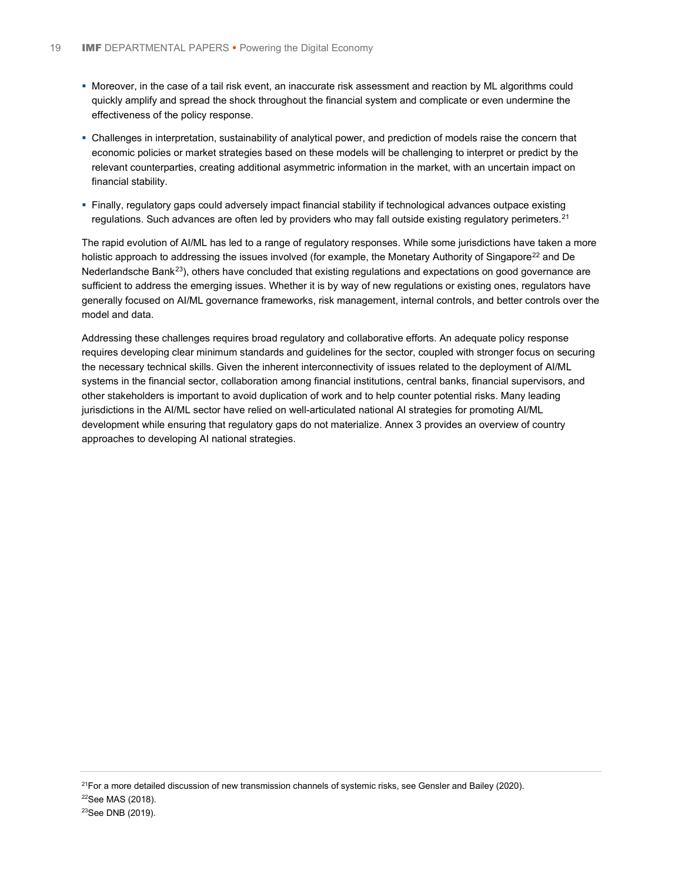- Moreover, in the case of a tail risk event, an inaccurate risk assessment and reaction by ML algorithms could quickly amplify and spread the shock throughout the financial system and complicate or even undermine the effectiveness of the policy response.
- Challenges in interpretation, sustainability of analytical power, and prediction of models raise the concern that economic policies or market strategies based on these models will be challenging to interpret or predict by the relevant counterparties, creating additional asymmetric information in the market, with an uncertain impact on financial stability.
- Finally, regulatory gaps could adversely impact financial stability if technological advances outpace existing regulations. Such advances are often led by providers who may fall outside existing regulatory perimeters.[21]

The rapid evolution of AI/ML has led to a range of regulatory responses. While some jurisdictions have taken a more holistic approach to addressing the issues involved (for example, the Monetary Authority of Singapore[22] and De Nederlandsche Bank[23]), others have concluded that existing regulations and expectations on good governance are sufficient to address the emerging issues. Whether it is by way of new regulations or existing ones, regulators have generally focused on AI/ML governance frameworks, risk management, internal controls, and better controls over the model and data.

Addressing these challenges requires broad regulatory and collaborative efforts. An adequate policy response requires developing clear minimum standards and guidelines for the sector, coupled with stronger focus on securing the necessary technical skills. Given the inherent interconnectivity of issues related to the deployment of AI/ML systems in the financial sector, collaboration among financial institutions, central banks, financial supervisors, and other stakeholders is important to avoid duplication of work and to help counter potential risks. Many leading jurisdictions in the AI/ML sector have relied on well-articulated national AI strategies for promoting AI/ML development while ensuring that regulatory gaps do not materialize. Annex 3 provides an overview of country approaches to developing AI national strategies.

---

[21] For a more detailed discussion of new transmission channels of systemic risks, see Gensler and Bailey (2020).

[22] See MAS (2018).

[23] See DNB (2019).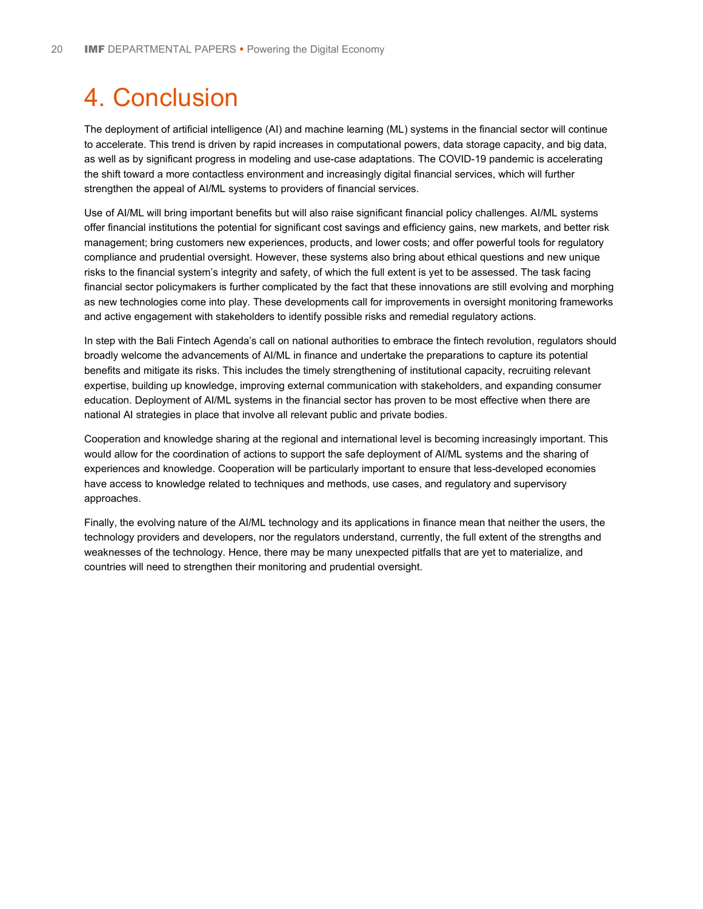# 4. Conclusion

The deployment of artificial intelligence (AI) and machine learning (ML) systems in the financial sector will continue to accelerate. This trend is driven by rapid increases in computational powers, data storage capacity, and big data, as well as by significant progress in modeling and use-case adaptations. The COVID-19 pandemic is accelerating the shift toward a more contactless environment and increasingly digital financial services, which will further strengthen the appeal of AI/ML systems to providers of financial services.

Use of AI/ML will bring important benefits but will also raise significant financial policy challenges. AI/ML systems offer financial institutions the potential for significant cost savings and efficiency gains, new markets, and better risk management; bring customers new experiences, products, and lower costs; and offer powerful tools for regulatory compliance and prudential oversight. However, these systems also bring about ethical questions and new unique risks to the financial system's integrity and safety, of which the full extent is yet to be assessed. The task facing financial sector policymakers is further complicated by the fact that these innovations are still evolving and morphing as new technologies come into play. These developments call for improvements in oversight monitoring frameworks and active engagement with stakeholders to identify possible risks and remedial regulatory actions.

In step with the Bali Fintech Agenda's call on national authorities to embrace the fintech revolution, regulators should broadly welcome the advancements of AI/ML in finance and undertake the preparations to capture its potential benefits and mitigate its risks. This includes the timely strengthening of institutional capacity, recruiting relevant expertise, building up knowledge, improving external communication with stakeholders, and expanding consumer education. Deployment of AI/ML systems in the financial sector has proven to be most effective when there are national AI strategies in place that involve all relevant public and private bodies.

Cooperation and knowledge sharing at the regional and international level is becoming increasingly important. This would allow for the coordination of actions to support the safe deployment of AI/ML systems and the sharing of experiences and knowledge. Cooperation will be particularly important to ensure that less-developed economies have access to knowledge related to techniques and methods, use cases, and regulatory and supervisory approaches.

Finally, the evolving nature of the AI/ML technology and its applications in finance mean that neither the users, the technology providers and developers, nor the regulators understand, currently, the full extent of the strengths and weaknesses of the technology. Hence, there may be many unexpected pitfalls that are yet to materialize, and countries will need to strengthen their monitoring and prudential oversight.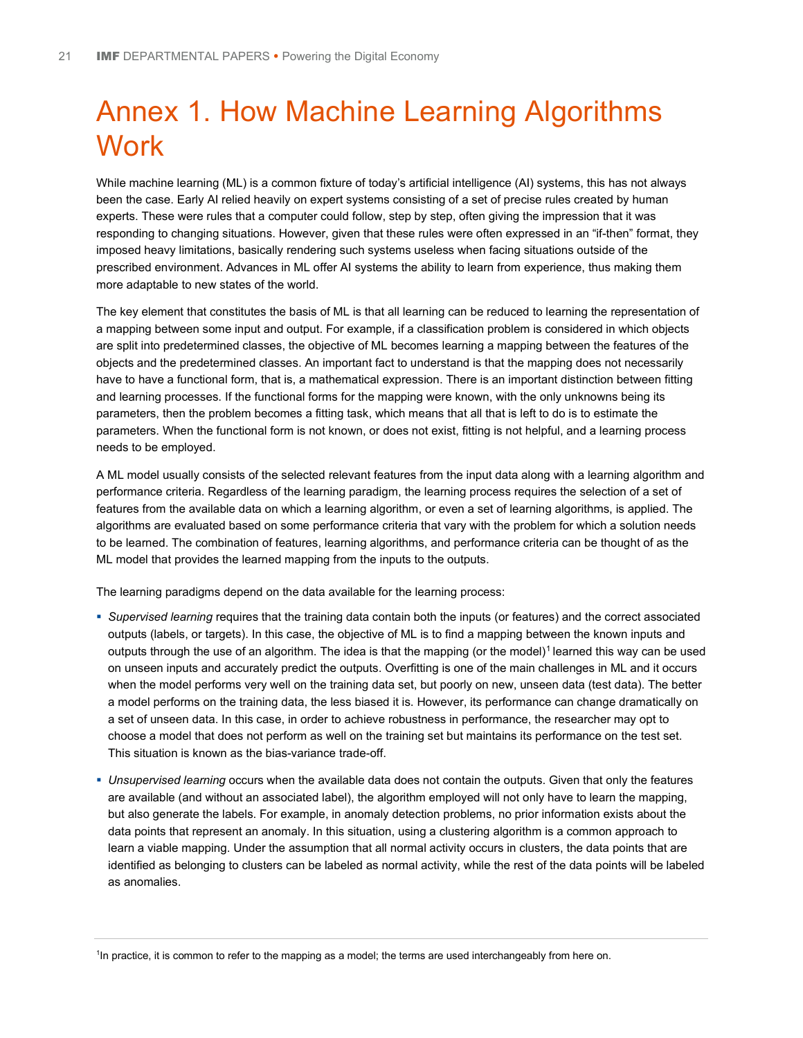# Annex 1. How Machine Learning Algorithms Work

While machine learning (ML) is a common fixture of today's artificial intelligence (AI) systems, this has not always been the case. Early AI relied heavily on expert systems consisting of a set of precise rules created by human experts. These were rules that a computer could follow, step by step, often giving the impression that it was responding to changing situations. However, given that these rules were often expressed in an "if-then" format, they imposed heavy limitations, basically rendering such systems useless when facing situations outside of the prescribed environment. Advances in ML offer AI systems the ability to learn from experience, thus making them more adaptable to new states of the world.

The key element that constitutes the basis of ML is that all learning can be reduced to learning the representation of a mapping between some input and output. For example, if a classification problem is considered in which objects are split into predetermined classes, the objective of ML becomes learning a mapping between the features of the objects and the predetermined classes. An important fact to understand is that the mapping does not necessarily have to have a functional form, that is, a mathematical expression. There is an important distinction between fitting and learning processes. If the functional forms for the mapping were known, with the only unknowns being its parameters, then the problem becomes a fitting task, which means that all that is left to do is to estimate the parameters. When the functional form is not known, or does not exist, fitting is not helpful, and a learning process needs to be employed.

A ML model usually consists of the selected relevant features from the input data along with a learning algorithm and performance criteria. Regardless of the learning paradigm, the learning process requires the selection of a set of features from the available data on which a learning algorithm, or even a set of learning algorithms, is applied. The algorithms are evaluated based on some performance criteria that vary with the problem for which a solution needs to be learned. The combination of features, learning algorithms, and performance criteria can be thought of as the ML model that provides the learned mapping from the inputs to the outputs.

The learning paradigms depend on the data available for the learning process:

- *Supervised learning* requires that the training data contain both the inputs (or features) and the correct associated outputs (labels, or targets). In this case, the objective of ML is to find a mapping between the known inputs and outputs through the use of an algorithm. The idea is that the mapping (or the model)[1] learned this way can be used on unseen inputs and accurately predict the outputs. Overfitting is one of the main challenges in ML and it occurs when the model performs very well on the training data set, but poorly on new, unseen data (test data). The better a model performs on the training data, the less biased it is. However, its performance can change dramatically on a set of unseen data. In this case, in order to achieve robustness in performance, the researcher may opt to choose a model that does not perform as well on the training set but maintains its performance on the test set. This situation is known as the bias-variance trade-off.
- *Unsupervised learning* occurs when the available data does not contain the outputs. Given that only the features are available (and without an associated label), the algorithm employed will not only have to learn the mapping, but also generate the labels. For example, in anomaly detection problems, no prior information exists about the data points that represent an anomaly. In this situation, using a clustering algorithm is a common approach to learn a viable mapping. Under the assumption that all normal activity occurs in clusters, the data points that are identified as belonging to clusters can be labeled as normal activity, while the rest of the data points will be labeled as anomalies.

[1]In practice, it is common to refer to the mapping as a model; the terms are used interchangeably from here on.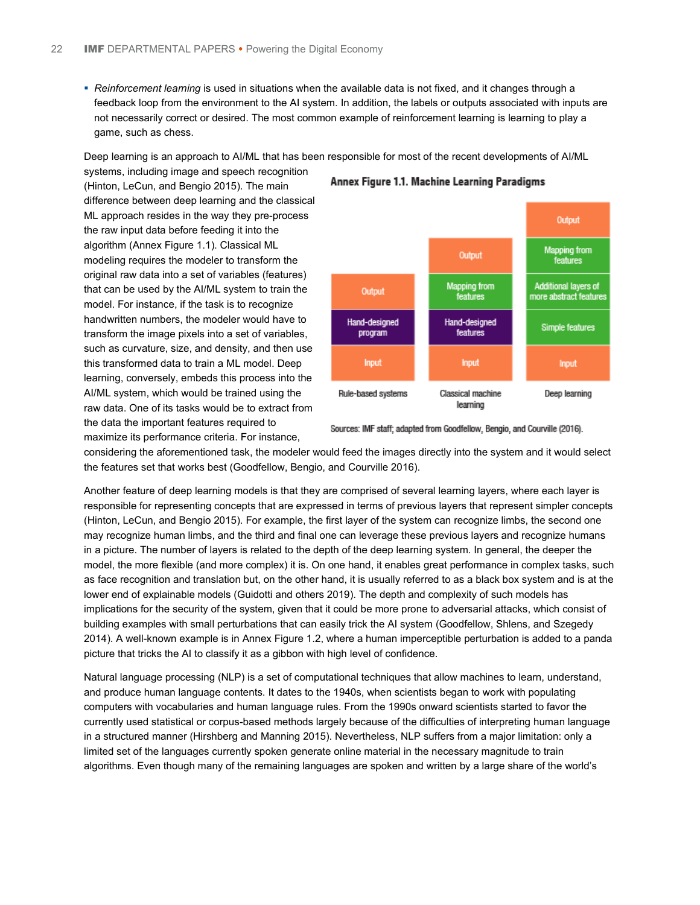- *Reinforcement learning* is used in situations when the available data is not fixed, and it changes through a feedback loop from the environment to the AI system. In addition, the labels or outputs associated with inputs are not necessarily correct or desired. The most common example of reinforcement learning is learning to play a game, such as chess.

Deep learning is an approach to AI/ML that has been responsible for most of the recent developments of AI/ML systems, including image and speech recognition (Hinton, LeCun, and Bengio 2015). The main difference between deep learning and the classical ML approach resides in the way they pre-process the raw input data before feeding it into the algorithm (Annex Figure 1.1). Classical ML modeling requires the modeler to transform the original raw data into a set of variables (features) that can be used by the AI/ML system to train the model. For instance, if the task is to recognize handwritten numbers, the modeler would have to transform the image pixels into a set of variables, such as curvature, size, and density, and then use this transformed data to train a ML model. Deep learning, conversely, embeds this process into the AI/ML system, which would be trained using the raw data. One of its tasks would be to extract from the data the important features required to maximize its performance criteria. For instance, considering the aforementioned task, the modeler would feed the images directly into the system and it would select the features set that works best (Goodfellow, Bengio, and Courville 2016).

**Annex Figure 1.1. Machine Learning Paradigms**

| Rule-based systems | Classical machine learning | Deep learning |
|---|---|---|
| | | Output |
| | Output | Mapping from features |
| Output | Mapping from features | Additional layers of more abstract features |
| Hand-designed program | Hand-designed features | Simple features |
| Input | Input | Input |

Sources: IMF staff; adapted from Goodfellow, Bengio, and Courville (2016).

Another feature of deep learning models is that they are comprised of several learning layers, where each layer is responsible for representing concepts that are expressed in terms of previous layers that represent simpler concepts (Hinton, LeCun, and Bengio 2015). For example, the first layer of the system can recognize limbs, the second one may recognize human limbs, and the third and final one can leverage these previous layers and recognize humans in a picture. The number of layers is related to the depth of the deep learning system. In general, the deeper the model, the more flexible (and more complex) it is. On one hand, it enables great performance in complex tasks, such as face recognition and translation but, on the other hand, it is usually referred to as a black box system and is at the lower end of explainable models (Guidotti and others 2019). The depth and complexity of such models has implications for the security of the system, given that it could be more prone to adversarial attacks, which consist of building examples with small perturbations that can easily trick the AI system (Goodfellow, Shlens, and Szegedy 2014). A well-known example is in Annex Figure 1.2, where a human imperceptible perturbation is added to a panda picture that tricks the AI to classify it as a gibbon with high level of confidence.

Natural language processing (NLP) is a set of computational techniques that allow machines to learn, understand, and produce human language contents. It dates to the 1940s, when scientists began to work with populating computers with vocabularies and human language rules. From the 1990s onward scientists started to favor the currently used statistical or corpus-based methods largely because of the difficulties of interpreting human language in a structured manner (Hirshberg and Manning 2015). Nevertheless, NLP suffers from a major limitation: only a limited set of the languages currently spoken generate online material in the necessary magnitude to train algorithms. Even though many of the remaining languages are spoken and written by a large share of the world's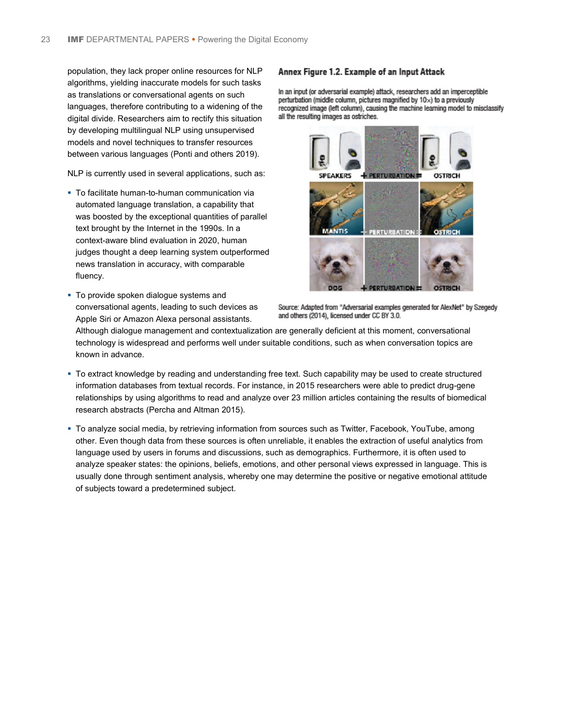population, they lack proper online resources for NLP algorithms, yielding inaccurate models for such tasks as translations or conversational agents on such languages, therefore contributing to a widening of the digital divide. Researchers aim to rectify this situation by developing multilingual NLP using unsupervised models and novel techniques to transfer resources between various languages (Ponti and others 2019).

NLP is currently used in several applications, such as:

- To facilitate human-to-human communication via automated language translation, a capability that was boosted by the exceptional quantities of parallel text brought by the Internet in the 1990s. In a context-aware blind evaluation in 2020, human judges thought a deep learning system outperformed news translation in accuracy, with comparable fluency.
- To provide spoken dialogue systems and conversational agents, leading to such devices as Apple Siri or Amazon Alexa personal assistants. Although dialogue management and contextualization are generally deficient at this moment, conversational technology is widespread and performs well under suitable conditions, such as when conversation topics are known in advance.
- To extract knowledge by reading and understanding free text. Such capability may be used to create structured information databases from textual records. For instance, in 2015 researchers were able to predict drug-gene relationships by using algorithms to read and analyze over 23 million articles containing the results of biomedical research abstracts (Percha and Altman 2015).
- To analyze social media, by retrieving information from sources such as Twitter, Facebook, YouTube, among other. Even though data from these sources is often unreliable, it enables the extraction of useful analytics from language used by users in forums and discussions, such as demographics. Furthermore, it is often used to analyze speaker states: the opinions, beliefs, emotions, and other personal views expressed in language. This is usually done through sentiment analysis, whereby one may determine the positive or negative emotional attitude of subjects toward a predetermined subject.

**Annex Figure 1.2. Example of an Input Attack**

In an input (or adversarial example) attack, researchers add an imperceptible perturbation (middle column, pictures magnified by 10×) to a previously recognized image (left column), causing the machine learning model to misclassify all the resulting images as ostriches.

Source: Adapted from "Adversarial examples generated for AlexNet" by Szegedy and others (2014), licensed under CC BY 3.0.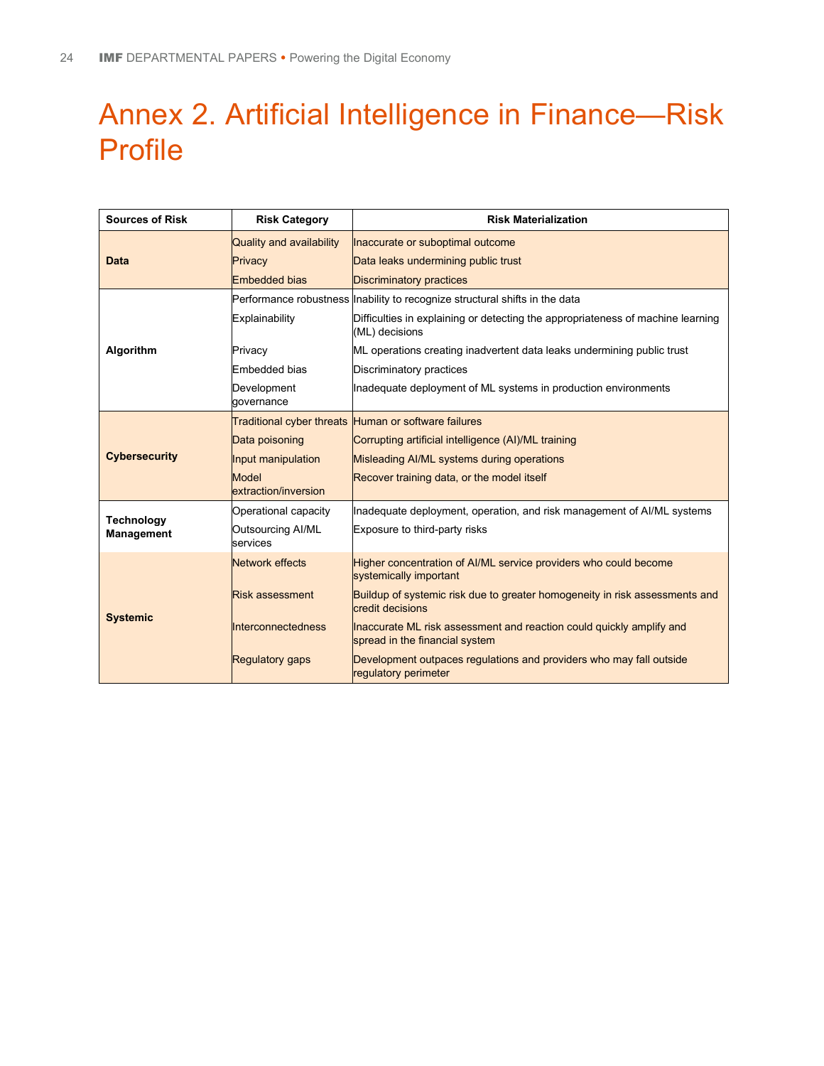# Annex 2. Artificial Intelligence in Finance—Risk Profile

| Sources of Risk | Risk Category | Risk Materialization |
|---|---|---|
| **Data** | Quality and availability | Inaccurate or suboptimal outcome |
| | Privacy | Data leaks undermining public trust |
| | Embedded bias | Discriminatory practices |
| **Algorithm** | Performance robustness | Inability to recognize structural shifts in the data |
| | Explainability | Difficulties in explaining or detecting the appropriateness of machine learning (ML) decisions |
| | Privacy | ML operations creating inadvertent data leaks undermining public trust |
| | Embedded bias | Discriminatory practices |
| | Development governance | Inadequate deployment of ML systems in production environments |
| **Cybersecurity** | Traditional cyber threats | Human or software failures |
| | Data poisoning | Corrupting artificial intelligence (AI)/ML training |
| | Input manipulation | Misleading AI/ML systems during operations |
| | Model extraction/inversion | Recover training data, or the model itself |
| **Technology Management** | Operational capacity | Inadequate deployment, operation, and risk management of AI/ML systems |
| | Outsourcing AI/ML services | Exposure to third-party risks |
| **Systemic** | Network effects | Higher concentration of AI/ML service providers who could become systemically important |
| | Risk assessment | Buildup of systemic risk due to greater homogeneity in risk assessments and credit decisions |
| | Interconnectedness | Inaccurate ML risk assessment and reaction could quickly amplify and spread in the financial system |
| | Regulatory gaps | Development outpaces regulations and providers who may fall outside regulatory perimeter |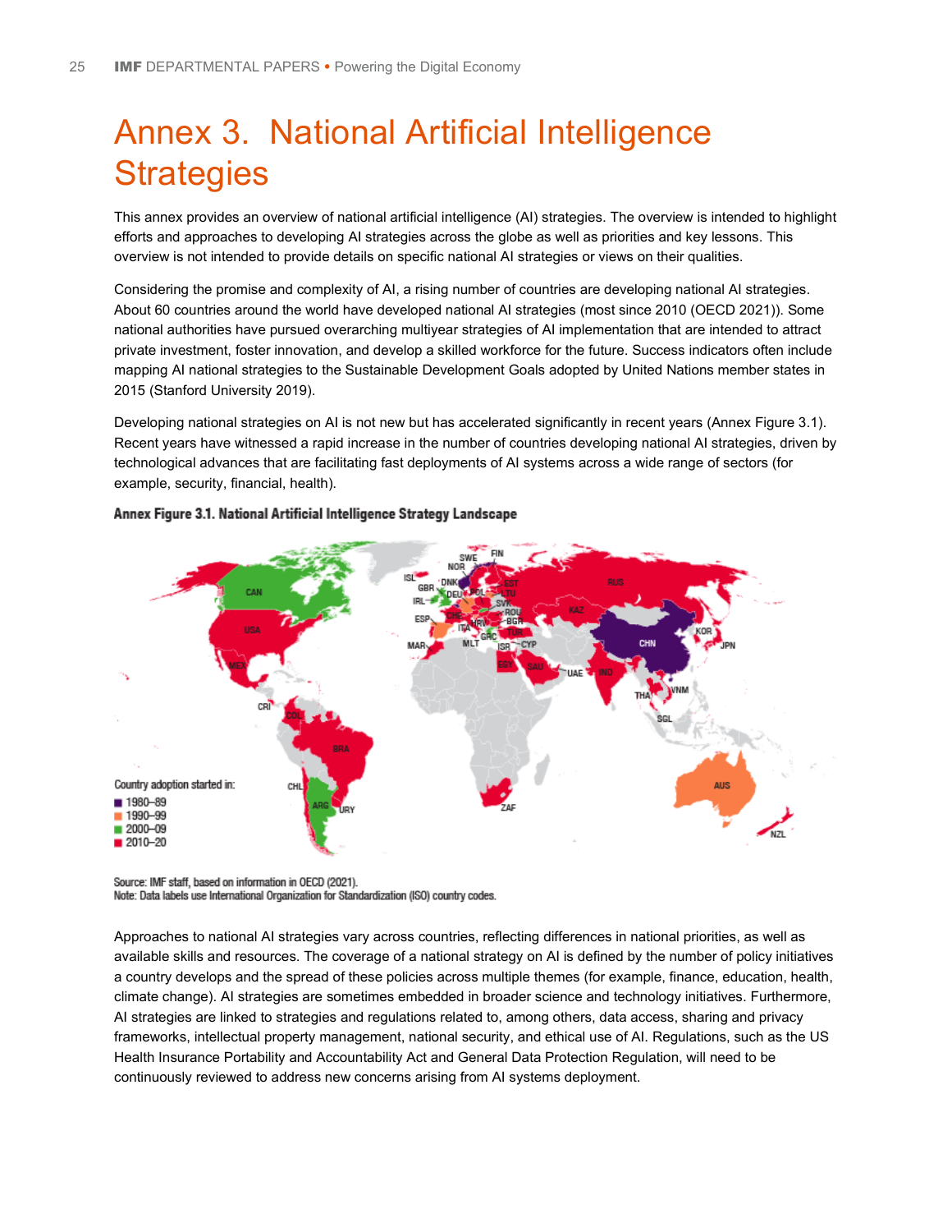# Annex 3. National Artificial Intelligence Strategies

This annex provides an overview of national artificial intelligence (AI) strategies. The overview is intended to highlight efforts and approaches to developing AI strategies across the globe as well as priorities and key lessons. This overview is not intended to provide details on specific national AI strategies or views on their qualities.

Considering the promise and complexity of AI, a rising number of countries are developing national AI strategies. About 60 countries around the world have developed national AI strategies (most since 2010 (OECD 2021)). Some national authorities have pursued overarching multiyear strategies of AI implementation that are intended to attract private investment, foster innovation, and develop a skilled workforce for the future. Success indicators often include mapping AI national strategies to the Sustainable Development Goals adopted by United Nations member states in 2015 (Stanford University 2019).

Developing national strategies on AI is not new but has accelerated significantly in recent years (Annex Figure 3.1). Recent years have witnessed a rapid increase in the number of countries developing national AI strategies, driven by technological advances that are facilitating fast deployments of AI systems across a wide range of sectors (for example, security, financial, health).

**Annex Figure 3.1. National Artificial Intelligence Strategy Landscape**

Country adoption started in:
- 1980–89
- 1990–99
- 2000–09
- 2010–20

Source: IMF staff, based on information in OECD (2021).
Note: Data labels use International Organization for Standardization (ISO) country codes.

Approaches to national AI strategies vary across countries, reflecting differences in national priorities, as well as available skills and resources. The coverage of a national strategy on AI is defined by the number of policy initiatives a country develops and the spread of these policies across multiple themes (for example, finance, education, health, climate change). AI strategies are sometimes embedded in broader science and technology initiatives. Furthermore, AI strategies are linked to strategies and regulations related to, among others, data access, sharing and privacy frameworks, intellectual property management, national security, and ethical use of AI. Regulations, such as the US Health Insurance Portability and Accountability Act and General Data Protection Regulation, will need to be continuously reviewed to address new concerns arising from AI systems deployment.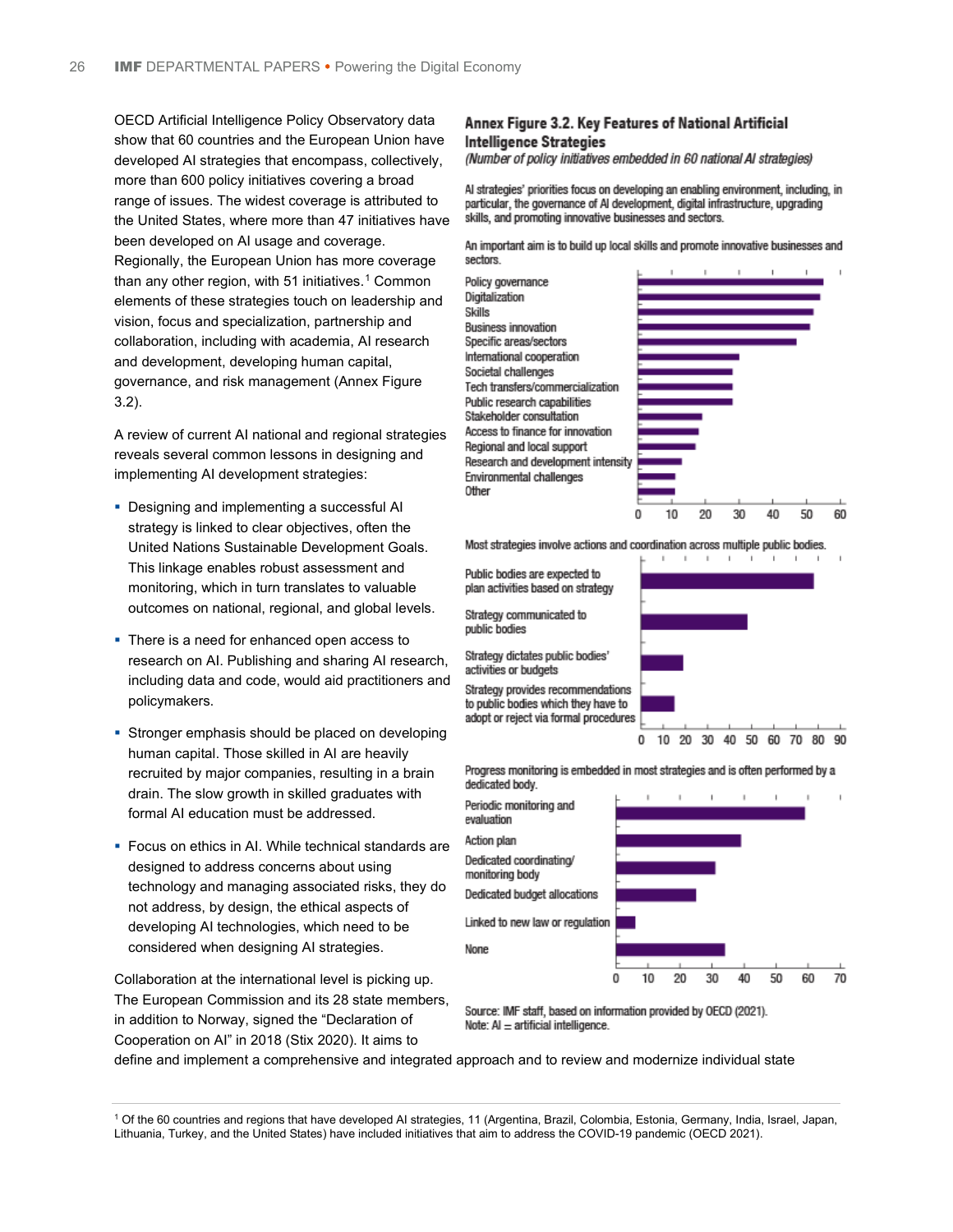OECD Artificial Intelligence Policy Observatory data show that 60 countries and the European Union have developed AI strategies that encompass, collectively, more than 600 policy initiatives covering a broad range of issues. The widest coverage is attributed to the United States, where more than 47 initiatives have been developed on AI usage and coverage. Regionally, the European Union has more coverage than any other region, with 51 initiatives.[1] Common elements of these strategies touch on leadership and vision, focus and specialization, partnership and collaboration, including with academia, AI research and development, developing human capital, governance, and risk management (Annex Figure 3.2).

A review of current AI national and regional strategies reveals several common lessons in designing and implementing AI development strategies:

- Designing and implementing a successful AI strategy is linked to clear objectives, often the United Nations Sustainable Development Goals. This linkage enables robust assessment and monitoring, which in turn translates to valuable outcomes on national, regional, and global levels.
- There is a need for enhanced open access to research on AI. Publishing and sharing AI research, including data and code, would aid practitioners and policymakers.
- Stronger emphasis should be placed on developing human capital. Those skilled in AI are heavily recruited by major companies, resulting in a brain drain. The slow growth in skilled graduates with formal AI education must be addressed.
- Focus on ethics in AI. While technical standards are designed to address concerns about using technology and managing associated risks, they do not address, by design, the ethical aspects of developing AI technologies, which need to be considered when designing AI strategies.

Collaboration at the international level is picking up. The European Commission and its 28 state members, in addition to Norway, signed the "Declaration of Cooperation on AI" in 2018 (Stix 2020). It aims to define and implement a comprehensive and integrated approach and to review and modernize individual state

**Annex Figure 3.2. Key Features of National Artificial Intelligence Strategies**

*(Number of policy initiatives embedded in 60 national AI strategies)*

AI strategies' priorities focus on developing an enabling environment, including, in particular, the governance of AI development, digital infrastructure, upgrading skills, and promoting innovative businesses and sectors.

An important aim is to build up local skills and promote innovative businesses and sectors.

| Feature | Number (approx.) |
|---|---|
| Policy governance | 55 |
| Digitalization | 54 |
| Skills | 52 |
| Business innovation | 51 |
| Specific areas/sectors | 47 |
| International cooperation | 30 |
| Societal challenges | 28 |
| Tech transfers/commercialization | 28 |
| Public research capabilities | 28 |
| Stakeholder consultation | 19 |
| Access to finance for innovation | 18 |
| Regional and local support | 17 |
| Research and development intensity | 13 |
| Environmental challenges | 11 |
| Other | 11 |

Most strategies involve actions and coordination across multiple public bodies.

| Feature | Number (approx.) |
|---|---|
| Public bodies are expected to plan activities based on strategy | 78 |
| Strategy communicated to public bodies | 48 |
| Strategy dictates public bodies' activities or budgets | 19 |
| Strategy provides recommendations to public bodies which they have to adopt or reject via formal procedures | 15 |

Progress monitoring is embedded in most strategies and is often performed by a dedicated body.

| Feature | Number (approx.) |
|---|---|
| Periodic monitoring and evaluation | 59 |
| Action plan | 39 |
| Dedicated coordinating/monitoring body | 31 |
| Dedicated budget allocations | 25 |
| Linked to new law or regulation | 6 |
| None | 34 |

Source: IMF staff, based on information provided by OECD (2021).
Note: AI = artificial intelligence.

[1] Of the 60 countries and regions that have developed AI strategies, 11 (Argentina, Brazil, Colombia, Estonia, Germany, India, Israel, Japan, Lithuania, Turkey, and the United States) have included initiatives that aim to address the COVID-19 pandemic (OECD 2021).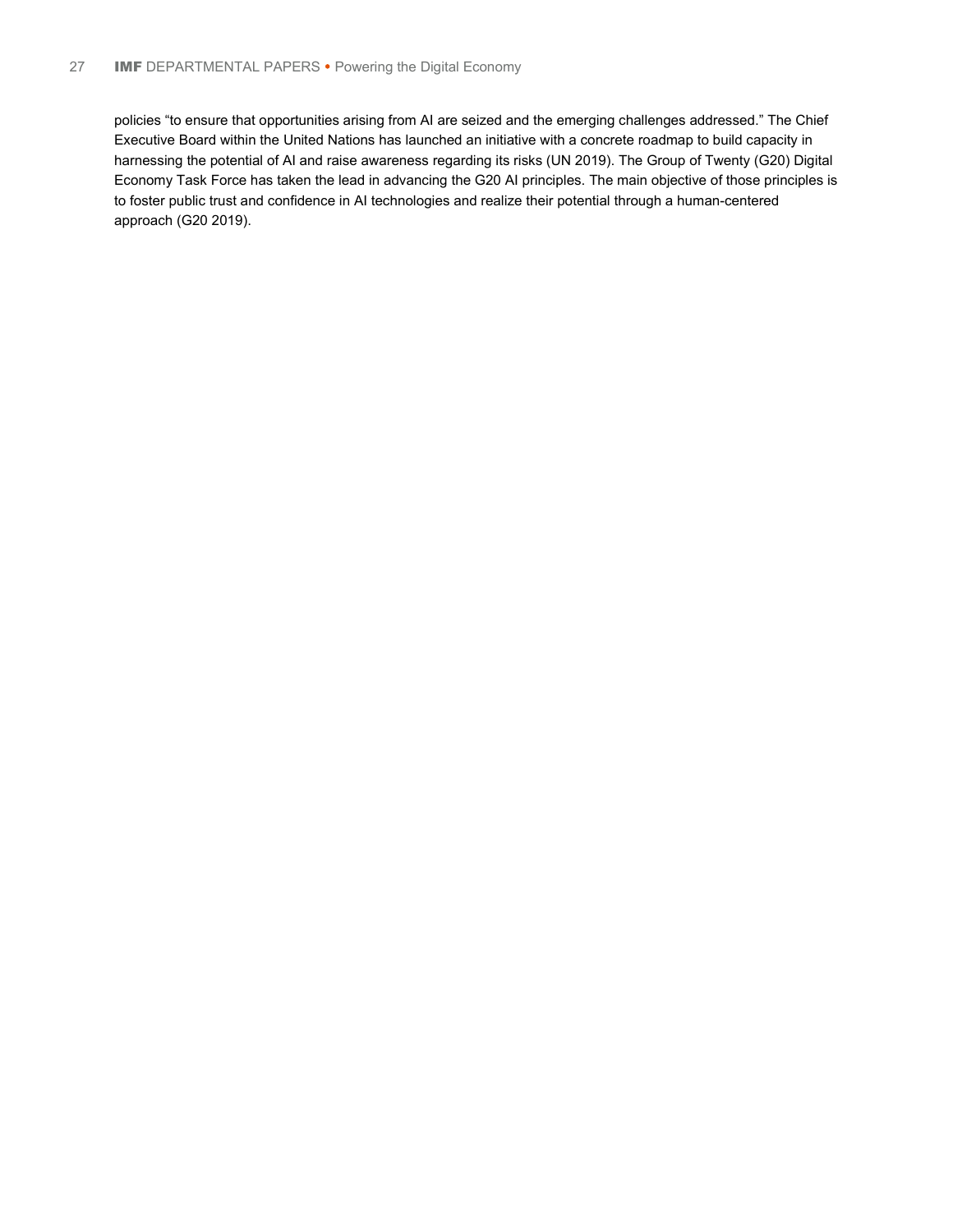policies “to ensure that opportunities arising from AI are seized and the emerging challenges addressed.” The Chief Executive Board within the United Nations has launched an initiative with a concrete roadmap to build capacity in harnessing the potential of AI and raise awareness regarding its risks (UN 2019). The Group of Twenty (G20) Digital Economy Task Force has taken the lead in advancing the G20 AI principles. The main objective of those principles is to foster public trust and confidence in AI technologies and realize their potential through a human-centered approach (G20 2019).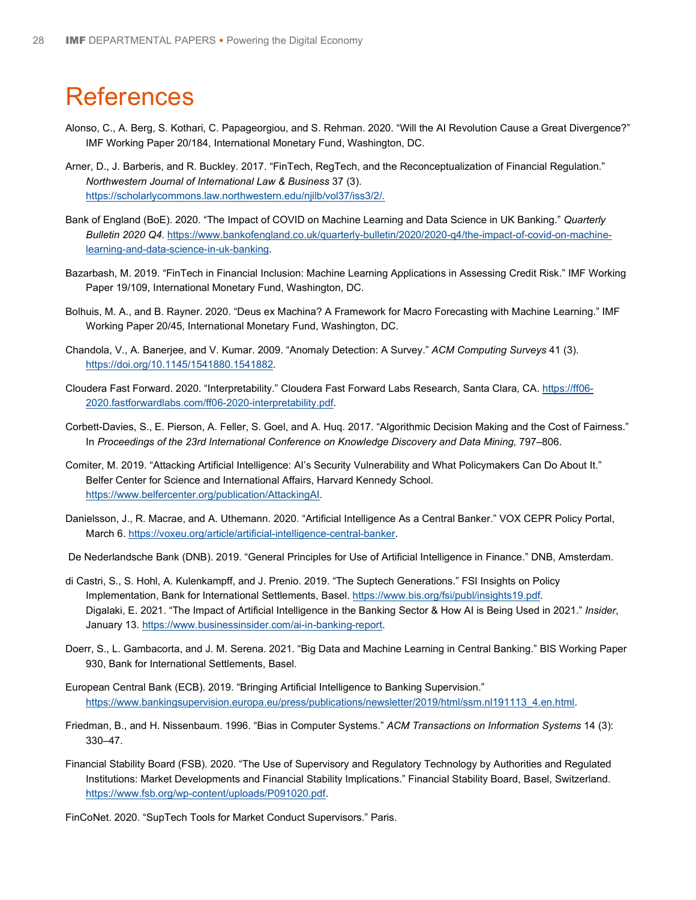# References

Alonso, C., A. Berg, S. Kothari, C. Papageorgiou, and S. Rehman. 2020. “Will the AI Revolution Cause a Great Divergence?” IMF Working Paper 20/184, International Monetary Fund, Washington, DC.

Arner, D., J. Barberis, and R. Buckley. 2017. “FinTech, RegTech, and the Reconceptualization of Financial Regulation.” *Northwestern Journal of International Law & Business* 37 (3). https://scholarlycommons.law.northwestern.edu/njilb/vol37/iss3/2/.

Bank of England (BoE). 2020. “The Impact of COVID on Machine Learning and Data Science in UK Banking.” *Quarterly Bulletin 2020 Q4*. https://www.bankofengland.co.uk/quarterly-bulletin/2020/2020-q4/the-impact-of-covid-on-machine-learning-and-data-science-in-uk-banking.

Bazarbash, M. 2019. “FinTech in Financial Inclusion: Machine Learning Applications in Assessing Credit Risk.” IMF Working Paper 19/109, International Monetary Fund, Washington, DC.

Bolhuis, M. A., and B. Rayner. 2020. “Deus ex Machina? A Framework for Macro Forecasting with Machine Learning.” IMF Working Paper 20/45, International Monetary Fund, Washington, DC.

Chandola, V., A. Banerjee, and V. Kumar. 2009. “Anomaly Detection: A Survey.” *ACM Computing Surveys* 41 (3). https://doi.org/10.1145/1541880.1541882.

Cloudera Fast Forward. 2020. “Interpretability.” Cloudera Fast Forward Labs Research, Santa Clara, CA. https://ff06-2020.fastforwardlabs.com/ff06-2020-interpretability.pdf.

Corbett-Davies, S., E. Pierson, A. Feller, S. Goel, and A. Huq. 2017. “Algorithmic Decision Making and the Cost of Fairness.” In *Proceedings of the 23rd International Conference on Knowledge Discovery and Data Mining,* 797–806.

Comiter, M. 2019. “Attacking Artificial Intelligence: AI’s Security Vulnerability and What Policymakers Can Do About It.” Belfer Center for Science and International Affairs, Harvard Kennedy School. https://www.belfercenter.org/publication/AttackingAI.

Danielsson, J., R. Macrae, and A. Uthemann. 2020. “Artificial Intelligence As a Central Banker.” VOX CEPR Policy Portal, March 6. https://voxeu.org/article/artificial-intelligence-central-banker.

De Nederlandsche Bank (DNB). 2019. “General Principles for Use of Artificial Intelligence in Finance.” DNB, Amsterdam.

di Castri, S., S. Hohl, A. Kulenkampff, and J. Prenio. 2019. “The Suptech Generations.” FSI Insights on Policy Implementation, Bank for International Settlements, Basel. https://www.bis.org/fsi/publ/insights19.pdf.

Digalaki, E. 2021. “The Impact of Artificial Intelligence in the Banking Sector & How AI is Being Used in 2021.” *Insider*, January 13. https://www.businessinsider.com/ai-in-banking-report.

Doerr, S., L. Gambacorta, and J. M. Serena. 2021. “Big Data and Machine Learning in Central Banking.” BIS Working Paper 930, Bank for International Settlements, Basel.

European Central Bank (ECB). 2019. “Bringing Artificial Intelligence to Banking Supervision.” https://www.bankingsupervision.europa.eu/press/publications/newsletter/2019/html/ssm.nl191113_4.en.html.

Friedman, B., and H. Nissenbaum. 1996. “Bias in Computer Systems.” *ACM Transactions on Information Systems* 14 (3): 330–47.

Financial Stability Board (FSB). 2020. “The Use of Supervisory and Regulatory Technology by Authorities and Regulated Institutions: Market Developments and Financial Stability Implications.” Financial Stability Board, Basel, Switzerland. https://www.fsb.org/wp-content/uploads/P091020.pdf.

FinCoNet. 2020. “SupTech Tools for Market Conduct Supervisors.” Paris.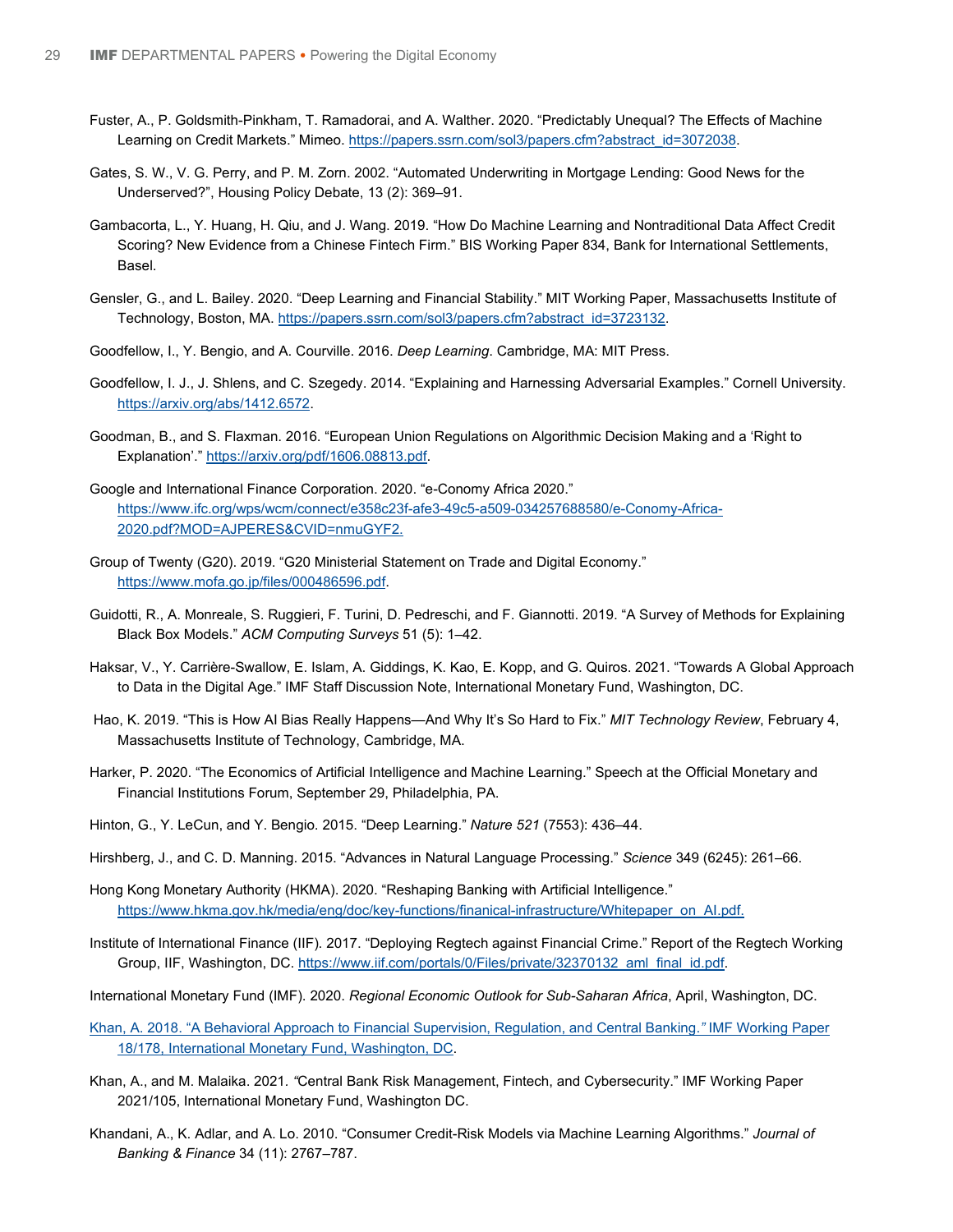Fuster, A., P. Goldsmith-Pinkham, T. Ramadorai, and A. Walther. 2020. "Predictably Unequal? The Effects of Machine Learning on Credit Markets." Mimeo. https://papers.ssrn.com/sol3/papers.cfm?abstract_id=3072038.

Gates, S. W., V. G. Perry, and P. M. Zorn. 2002. "Automated Underwriting in Mortgage Lending: Good News for the Underserved?", Housing Policy Debate, 13 (2): 369–91.

Gambacorta, L., Y. Huang, H. Qiu, and J. Wang. 2019. "How Do Machine Learning and Nontraditional Data Affect Credit Scoring? New Evidence from a Chinese Fintech Firm." BIS Working Paper 834, Bank for International Settlements, Basel.

Gensler, G., and L. Bailey. 2020. "Deep Learning and Financial Stability." MIT Working Paper, Massachusetts Institute of Technology, Boston, MA. https://papers.ssrn.com/sol3/papers.cfm?abstract_id=3723132.

Goodfellow, I., Y. Bengio, and A. Courville. 2016. *Deep Learning*. Cambridge, MA: MIT Press.

Goodfellow, I. J., J. Shlens, and C. Szegedy. 2014. "Explaining and Harnessing Adversarial Examples." Cornell University. https://arxiv.org/abs/1412.6572.

Goodman, B., and S. Flaxman. 2016. "European Union Regulations on Algorithmic Decision Making and a 'Right to Explanation'." https://arxiv.org/pdf/1606.08813.pdf.

Google and International Finance Corporation. 2020. "e-Conomy Africa 2020." https://www.ifc.org/wps/wcm/connect/e358c23f-afe3-49c5-a509-034257688580/e-Conomy-Africa-2020.pdf?MOD=AJPERES&CVID=nmuGYF2.

Group of Twenty (G20). 2019. "G20 Ministerial Statement on Trade and Digital Economy." https://www.mofa.go.jp/files/000486596.pdf.

Guidotti, R., A. Monreale, S. Ruggieri, F. Turini, D. Pedreschi, and F. Giannotti. 2019. "A Survey of Methods for Explaining Black Box Models." *ACM Computing Surveys* 51 (5): 1–42.

Haksar, V., Y. Carrière-Swallow, E. Islam, A. Giddings, K. Kao, E. Kopp, and G. Quiros. 2021. "Towards A Global Approach to Data in the Digital Age." IMF Staff Discussion Note, International Monetary Fund, Washington, DC.

Hao, K. 2019. "This is How AI Bias Really Happens—And Why It's So Hard to Fix." *MIT Technology Review*, February 4, Massachusetts Institute of Technology, Cambridge, MA.

Harker, P. 2020. "The Economics of Artificial Intelligence and Machine Learning." Speech at the Official Monetary and Financial Institutions Forum, September 29, Philadelphia, PA.

Hinton, G., Y. LeCun, and Y. Bengio. 2015. "Deep Learning." *Nature 521* (7553): 436–44.

Hirshberg, J., and C. D. Manning. 2015. "Advances in Natural Language Processing." *Science* 349 (6245): 261–66.

Hong Kong Monetary Authority (HKMA). 2020. "Reshaping Banking with Artificial Intelligence." https://www.hkma.gov.hk/media/eng/doc/key-functions/finanical-infrastructure/Whitepaper_on_AI.pdf.

Institute of International Finance (IIF). 2017. "Deploying Regtech against Financial Crime." Report of the Regtech Working Group, IIF, Washington, DC. https://www.iif.com/portals/0/Files/private/32370132_aml_final_id.pdf.

International Monetary Fund (IMF). 2020. *Regional Economic Outlook for Sub-Saharan Africa*, April, Washington, DC.

Khan, A. 2018. "A Behavioral Approach to Financial Supervision, Regulation, and Central Banking." IMF Working Paper 18/178, International Monetary Fund, Washington, DC.

Khan, A., and M. Malaika. 2021. "Central Bank Risk Management, Fintech, and Cybersecurity." IMF Working Paper 2021/105, International Monetary Fund, Washington DC.

Khandani, A., K. Adlar, and A. Lo. 2010. "Consumer Credit-Risk Models via Machine Learning Algorithms." *Journal of Banking & Finance* 34 (11): 2767–787.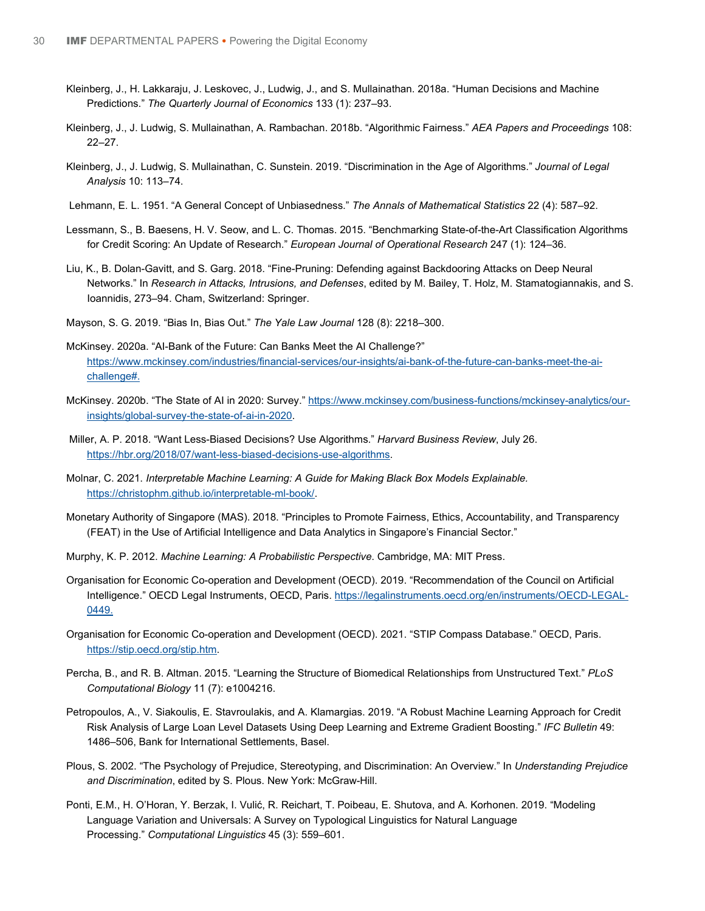Kleinberg, J., H. Lakkaraju, J. Leskovec, J., Ludwig, J., and S. Mullainathan. 2018a. “Human Decisions and Machine Predictions.” *The Quarterly Journal of Economics* 133 (1): 237–93.

Kleinberg, J., J. Ludwig, S. Mullainathan, A. Rambachan. 2018b. “Algorithmic Fairness.” *AEA Papers and Proceedings* 108: 22–27.

Kleinberg, J., J. Ludwig, S. Mullainathan, C. Sunstein. 2019. “Discrimination in the Age of Algorithms.” *Journal of Legal Analysis* 10: 113–74.

Lehmann, E. L. 1951. “A General Concept of Unbiasedness.” *The Annals of Mathematical Statistics* 22 (4): 587–92.

Lessmann, S., B. Baesens, H. V. Seow, and L. C. Thomas. 2015. “Benchmarking State-of-the-Art Classification Algorithms for Credit Scoring: An Update of Research.” *European Journal of Operational Research* 247 (1): 124–36.

Liu, K., B. Dolan-Gavitt, and S. Garg. 2018. “Fine-Pruning: Defending against Backdooring Attacks on Deep Neural Networks.” In *Research in Attacks, Intrusions, and Defenses*, edited by M. Bailey, T. Holz, M. Stamatogiannakis, and S. Ioannidis, 273–94. Cham, Switzerland: Springer.

Mayson, S. G. 2019. “Bias In, Bias Out.” *The Yale Law Journal* 128 (8): 2218–300.

McKinsey. 2020a. “AI-Bank of the Future: Can Banks Meet the AI Challenge?” https://www.mckinsey.com/industries/financial-services/our-insights/ai-bank-of-the-future-can-banks-meet-the-ai-challenge#.

McKinsey. 2020b. “The State of AI in 2020: Survey.” https://www.mckinsey.com/business-functions/mckinsey-analytics/our-insights/global-survey-the-state-of-ai-in-2020.

Miller, A. P. 2018. “Want Less-Biased Decisions? Use Algorithms.” *Harvard Business Review*, July 26. https://hbr.org/2018/07/want-less-biased-decisions-use-algorithms.

Molnar, C. 2021. *Interpretable Machine Learning: A Guide for Making Black Box Models Explainable.* https://christophm.github.io/interpretable-ml-book/.

Monetary Authority of Singapore (MAS). 2018. “Principles to Promote Fairness, Ethics, Accountability, and Transparency (FEAT) in the Use of Artificial Intelligence and Data Analytics in Singapore’s Financial Sector.”

Murphy, K. P. 2012. *Machine Learning: A Probabilistic Perspective.* Cambridge, MA: MIT Press.

Organisation for Economic Co-operation and Development (OECD). 2019. “Recommendation of the Council on Artificial Intelligence.” OECD Legal Instruments, OECD, Paris. https://legalinstruments.oecd.org/en/instruments/OECD-LEGAL-0449.

Organisation for Economic Co-operation and Development (OECD). 2021. “STIP Compass Database.” OECD, Paris. https://stip.oecd.org/stip.htm.

Percha, B., and R. B. Altman. 2015. “Learning the Structure of Biomedical Relationships from Unstructured Text.” *PLoS Computational Biology* 11 (7): e1004216.

Petropoulos, A., V. Siakoulis, E. Stavroulakis, and A. Klamargias. 2019. “A Robust Machine Learning Approach for Credit Risk Analysis of Large Loan Level Datasets Using Deep Learning and Extreme Gradient Boosting.” *IFC Bulletin* 49: 1486–506, Bank for International Settlements, Basel.

Plous, S. 2002. “The Psychology of Prejudice, Stereotyping, and Discrimination: An Overview.” In *Understanding Prejudice and Discrimination*, edited by S. Plous. New York: McGraw-Hill.

Ponti, E.M., H. O’Horan, Y. Berzak, I. Vulić, R. Reichart, T. Poibeau, E. Shutova, and A. Korhonen. 2019. “Modeling Language Variation and Universals: A Survey on Typological Linguistics for Natural Language Processing.” *Computational Linguistics* 45 (3): 559–601.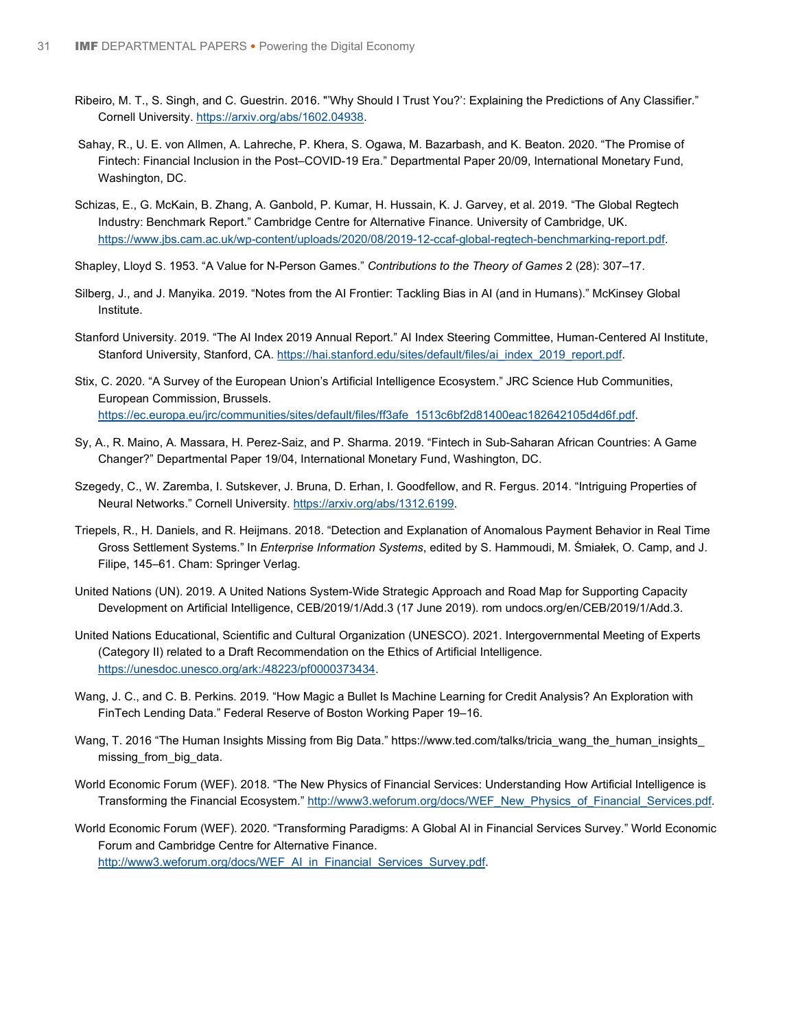Ribeiro, M. T., S. Singh, and C. Guestrin. 2016. "'Why Should I Trust You?': Explaining the Predictions of Any Classifier." Cornell University. https://arxiv.org/abs/1602.04938.

Sahay, R., U. E. von Allmen, A. Lahreche, P. Khera, S. Ogawa, M. Bazarbash, and K. Beaton. 2020. "The Promise of Fintech: Financial Inclusion in the Post–COVID-19 Era." Departmental Paper 20/09, International Monetary Fund, Washington, DC.

Schizas, E., G. McKain, B. Zhang, A. Ganbold, P. Kumar, H. Hussain, K. J. Garvey, et al. 2019. "The Global Regtech Industry: Benchmark Report." Cambridge Centre for Alternative Finance. University of Cambridge, UK. https://www.jbs.cam.ac.uk/wp-content/uploads/2020/08/2019-12-ccaf-global-regtech-benchmarking-report.pdf.

Shapley, Lloyd S. 1953. "A Value for N-Person Games." *Contributions to the Theory of Games* 2 (28): 307–17.

Silberg, J., and J. Manyika. 2019. "Notes from the AI Frontier: Tackling Bias in AI (and in Humans)." McKinsey Global Institute.

Stanford University. 2019. "The AI Index 2019 Annual Report." AI Index Steering Committee, Human-Centered AI Institute, Stanford University, Stanford, CA. https://hai.stanford.edu/sites/default/files/ai_index_2019_report.pdf.

Stix, C. 2020. "A Survey of the European Union's Artificial Intelligence Ecosystem." JRC Science Hub Communities, European Commission, Brussels. https://ec.europa.eu/jrc/communities/sites/default/files/ff3afe_1513c6bf2d81400eac182642105d4d6f.pdf.

Sy, A., R. Maino, A. Massara, H. Perez-Saiz, and P. Sharma. 2019. "Fintech in Sub-Saharan African Countries: A Game Changer?" Departmental Paper 19/04, International Monetary Fund, Washington, DC.

Szegedy, C., W. Zaremba, I. Sutskever, J. Bruna, D. Erhan, I. Goodfellow, and R. Fergus. 2014. "Intriguing Properties of Neural Networks." Cornell University. https://arxiv.org/abs/1312.6199.

Triepels, R., H. Daniels, and R. Heijmans. 2018. "Detection and Explanation of Anomalous Payment Behavior in Real Time Gross Settlement Systems." In *Enterprise Information Systems*, edited by S. Hammoudi, M. Śmiałek, O. Camp, and J. Filipe, 145–61. Cham: Springer Verlag.

United Nations (UN). 2019. A United Nations System-Wide Strategic Approach and Road Map for Supporting Capacity Development on Artificial Intelligence, CEB/2019/1/Add.3 (17 June 2019). rom undocs.org/en/CEB/2019/1/Add.3.

United Nations Educational, Scientific and Cultural Organization (UNESCO). 2021. Intergovernmental Meeting of Experts (Category II) related to a Draft Recommendation on the Ethics of Artificial Intelligence. https://unesdoc.unesco.org/ark:/48223/pf0000373434.

Wang, J. C., and C. B. Perkins. 2019. "How Magic a Bullet Is Machine Learning for Credit Analysis? An Exploration with FinTech Lending Data." Federal Reserve of Boston Working Paper 19–16.

Wang, T. 2016 "The Human Insights Missing from Big Data." https://www.ted.com/talks/tricia_wang_the_human_insights_missing_from_big_data.

World Economic Forum (WEF). 2018. "The New Physics of Financial Services: Understanding How Artificial Intelligence is Transforming the Financial Ecosystem." http://www3.weforum.org/docs/WEF_New_Physics_of_Financial_Services.pdf.

World Economic Forum (WEF). 2020. "Transforming Paradigms: A Global AI in Financial Services Survey." World Economic Forum and Cambridge Centre for Alternative Finance. http://www3.weforum.org/docs/WEF_AI_in_Financial_Services_Survey.pdf.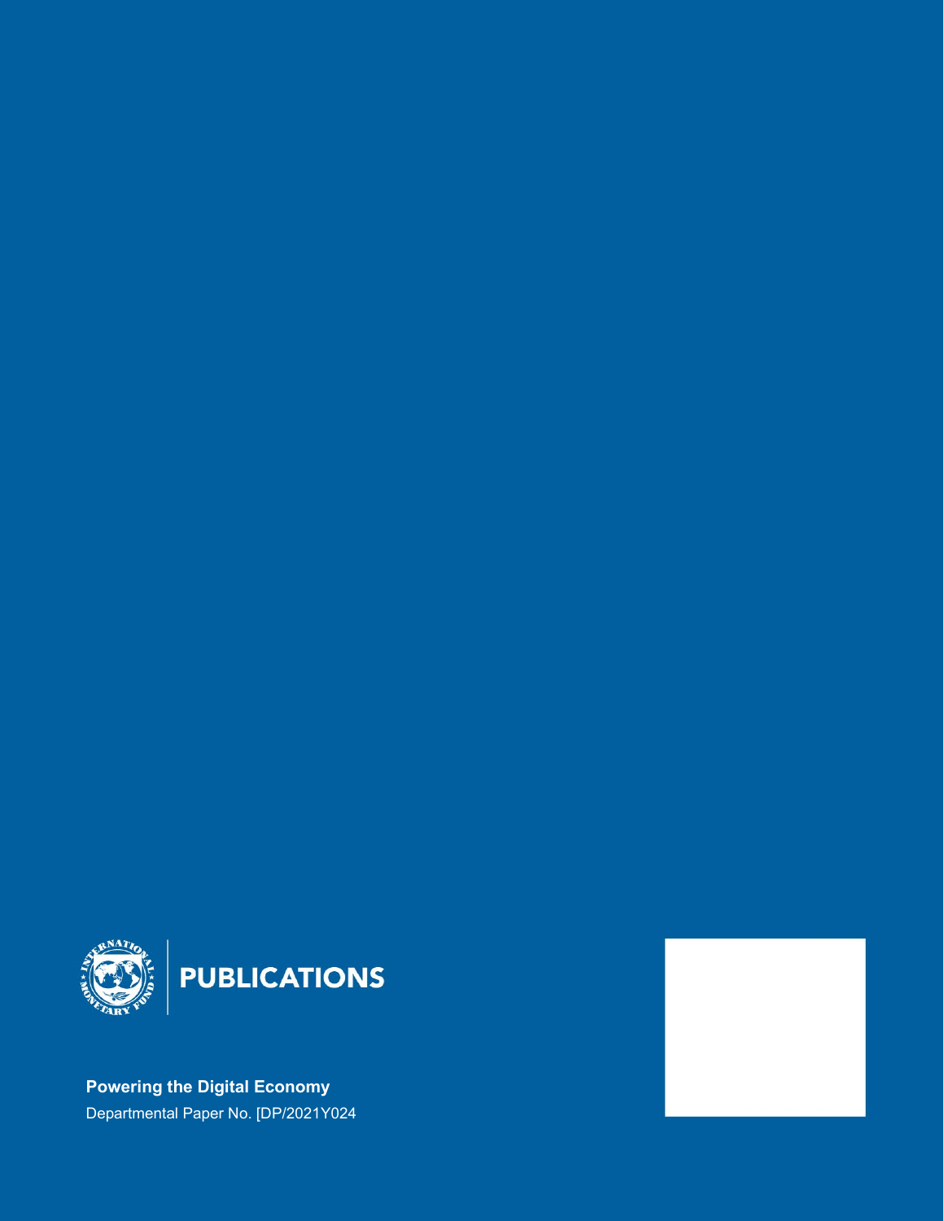PUBLICATIONS

**Powering the Digital Economy**

Departmental Paper No. [DP/2021Y024